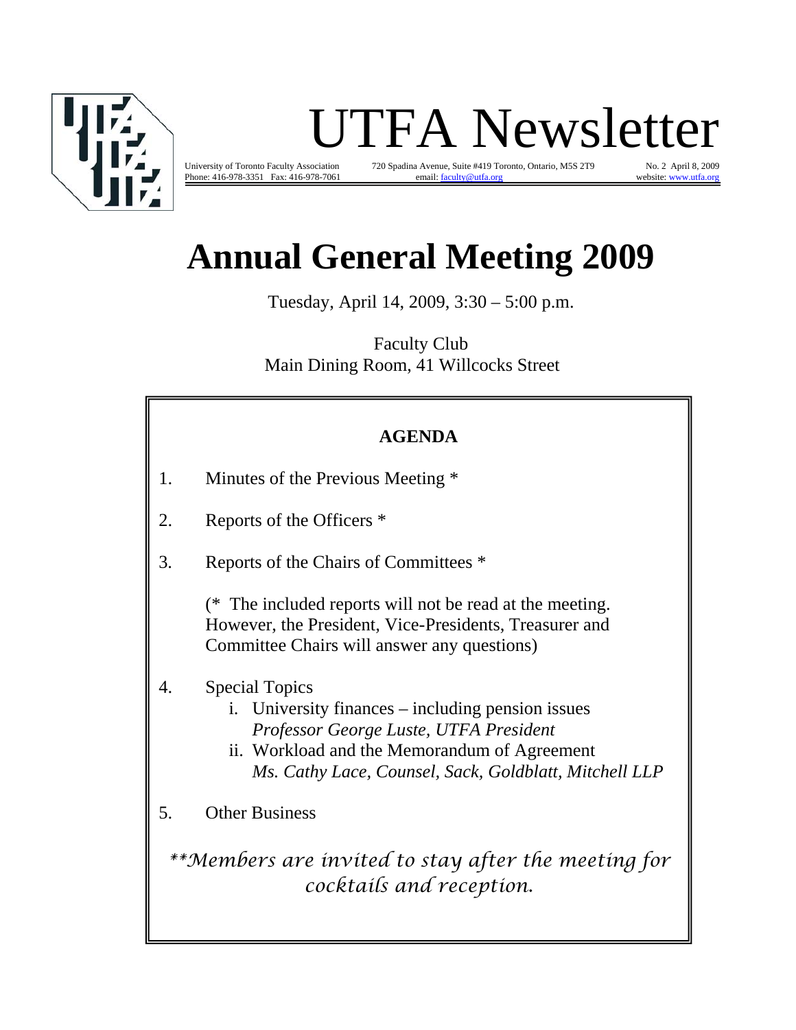# UTFA Newsletter

University of Toronto Faculty Association
Phone: 416-978-3351 Fax: 416-978-7061

720 Spadina Avenue, Suite #419 Toronto, Ontario, M5S 2T9
email: faculty@utfa.org

No. 2 April 8, 2009
website: www.utfa.org

# Annual General Meeting 2009

Tuesday, April 14, 2009, 3:30 – 5:00 p.m.

Faculty Club
Main Dining Room, 41 Willcocks Street

## AGENDA

1. Minutes of the Previous Meeting *

2. Reports of the Officers *

3. Reports of the Chairs of Committees *

   (* The included reports will not be read at the meeting. However, the President, Vice-Presidents, Treasurer and Committee Chairs will answer any questions)

4. Special Topics
   i. University finances – including pension issues
      *Professor George Luste, UTFA President*
   ii. Workload and the Memorandum of Agreement
      *Ms. Cathy Lace, Counsel, Sack, Goldblatt, Mitchell LLP*

5. Other Business

*\*\*Members are invited to stay after the meeting for cocktails and reception.*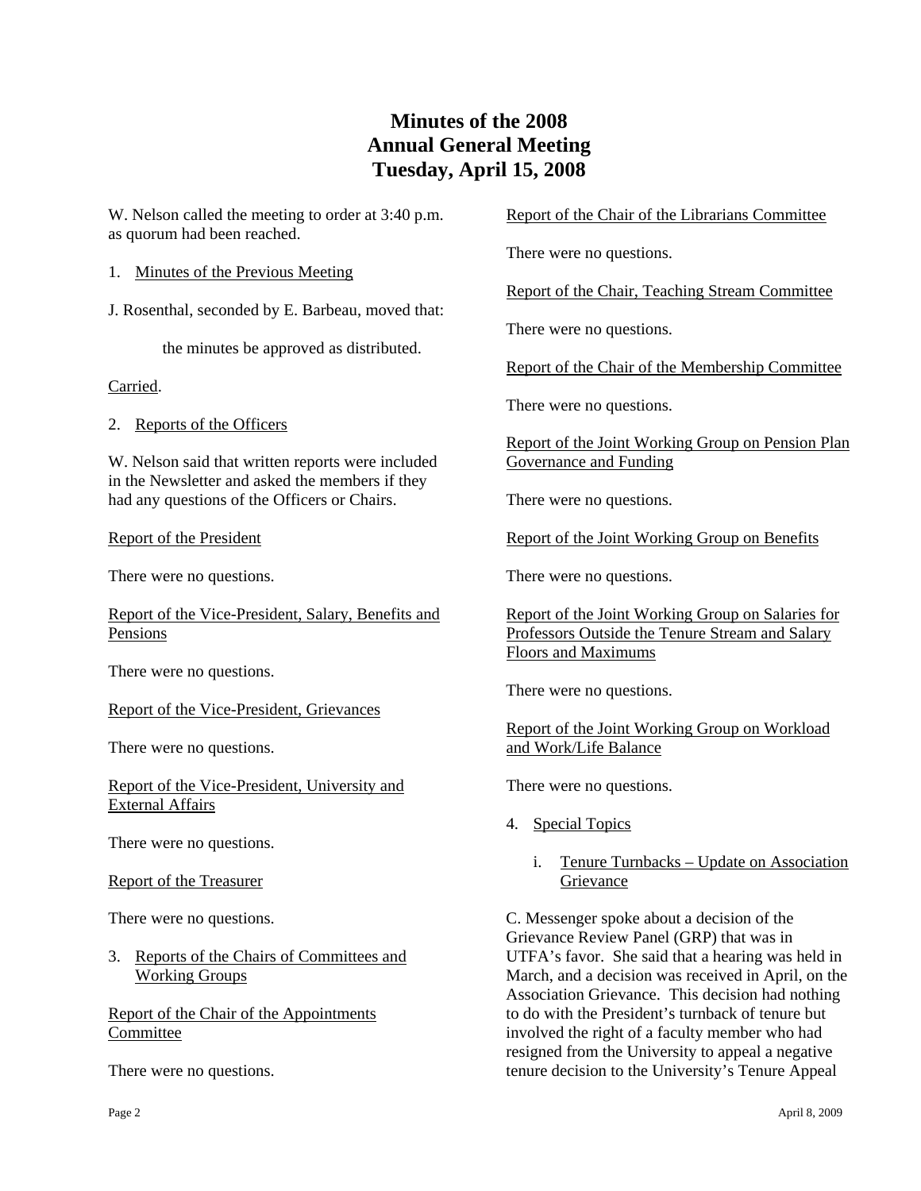# Minutes of the 2008 Annual General Meeting Tuesday, April 15, 2008

W. Nelson called the meeting to order at 3:40 p.m. as quorum had been reached.

1. Minutes of the Previous Meeting

J. Rosenthal, seconded by E. Barbeau, moved that:

> the minutes be approved as distributed.

Carried.

2. Reports of the Officers

W. Nelson said that written reports were included in the Newsletter and asked the members if they had any questions of the Officers or Chairs.

Report of the President

There were no questions.

Report of the Vice-President, Salary, Benefits and Pensions

There were no questions.

Report of the Vice-President, Grievances

There were no questions.

Report of the Vice-President, University and External Affairs

There were no questions.

Report of the Treasurer

There were no questions.

3. Reports of the Chairs of Committees and Working Groups

Report of the Chair of the Appointments Committee

There were no questions.

Report of the Chair of the Librarians Committee

There were no questions.

Report of the Chair, Teaching Stream Committee

There were no questions.

Report of the Chair of the Membership Committee

There were no questions.

Report of the Joint Working Group on Pension Plan Governance and Funding

There were no questions.

Report of the Joint Working Group on Benefits

There were no questions.

Report of the Joint Working Group on Salaries for Professors Outside the Tenure Stream and Salary Floors and Maximums

There were no questions.

Report of the Joint Working Group on Workload and Work/Life Balance

There were no questions.

4. Special Topics

i. Tenure Turnbacks – Update on Association Grievance

C. Messenger spoke about a decision of the Grievance Review Panel (GRP) that was in UTFA's favor. She said that a hearing was held in March, and a decision was received in April, on the Association Grievance. This decision had nothing to do with the President's turnback of tenure but involved the right of a faculty member who had resigned from the University to appeal a negative tenure decision to the University's Tenure Appeal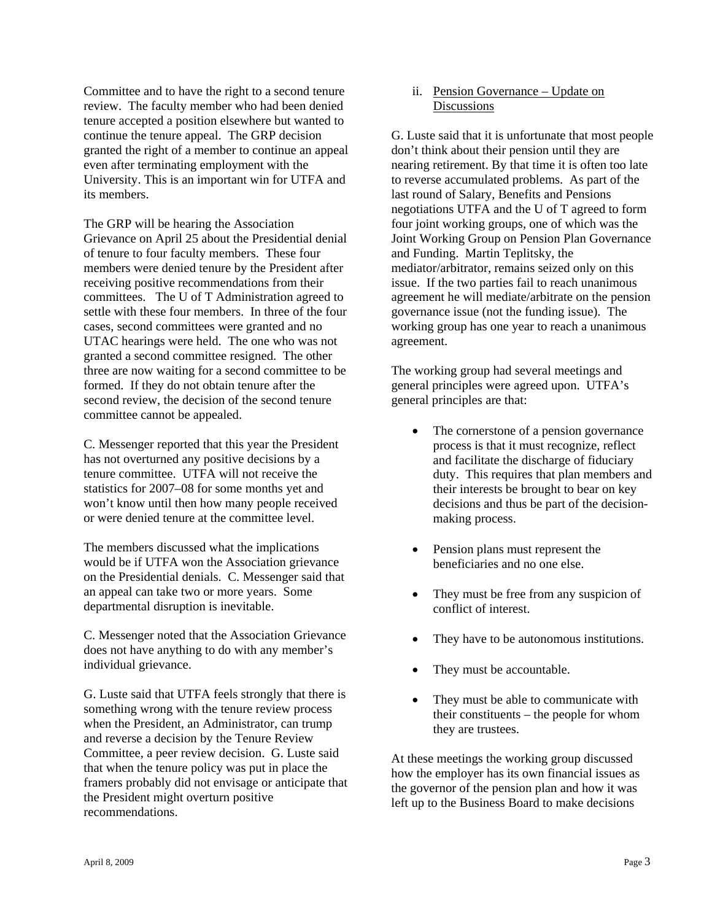Committee and to have the right to a second tenure review. The faculty member who had been denied tenure accepted a position elsewhere but wanted to continue the tenure appeal. The GRP decision granted the right of a member to continue an appeal even after terminating employment with the University. This is an important win for UTFA and its members.

The GRP will be hearing the Association Grievance on April 25 about the Presidential denial of tenure to four faculty members. These four members were denied tenure by the President after receiving positive recommendations from their committees. The U of T Administration agreed to settle with these four members. In three of the four cases, second committees were granted and no UTAC hearings were held. The one who was not granted a second committee resigned. The other three are now waiting for a second committee to be formed. If they do not obtain tenure after the second review, the decision of the second tenure committee cannot be appealed.

C. Messenger reported that this year the President has not overturned any positive decisions by a tenure committee. UTFA will not receive the statistics for 2007–08 for some months yet and won't know until then how many people received or were denied tenure at the committee level.

The members discussed what the implications would be if UTFA won the Association grievance on the Presidential denials. C. Messenger said that an appeal can take two or more years. Some departmental disruption is inevitable.

C. Messenger noted that the Association Grievance does not have anything to do with any member's individual grievance.

G. Luste said that UTFA feels strongly that there is something wrong with the tenure review process when the President, an Administrator, can trump and reverse a decision by the Tenure Review Committee, a peer review decision. G. Luste said that when the tenure policy was put in place the framers probably did not envisage or anticipate that the President might overturn positive recommendations.

ii. Pension Governance – Update on Discussions

G. Luste said that it is unfortunate that most people don't think about their pension until they are nearing retirement. By that time it is often too late to reverse accumulated problems. As part of the last round of Salary, Benefits and Pensions negotiations UTFA and the U of T agreed to form four joint working groups, one of which was the Joint Working Group on Pension Plan Governance and Funding. Martin Teplitsky, the mediator/arbitrator, remains seized only on this issue. If the two parties fail to reach unanimous agreement he will mediate/arbitrate on the pension governance issue (not the funding issue). The working group has one year to reach a unanimous agreement.

The working group had several meetings and general principles were agreed upon. UTFA's general principles are that:

- The cornerstone of a pension governance process is that it must recognize, reflect and facilitate the discharge of fiduciary duty. This requires that plan members and their interests be brought to bear on key decisions and thus be part of the decision-making process.
- Pension plans must represent the beneficiaries and no one else.
- They must be free from any suspicion of conflict of interest.
- They have to be autonomous institutions.
- They must be accountable.
- They must be able to communicate with their constituents – the people for whom they are trustees.

At these meetings the working group discussed how the employer has its own financial issues as the governor of the pension plan and how it was left up to the Business Board to make decisions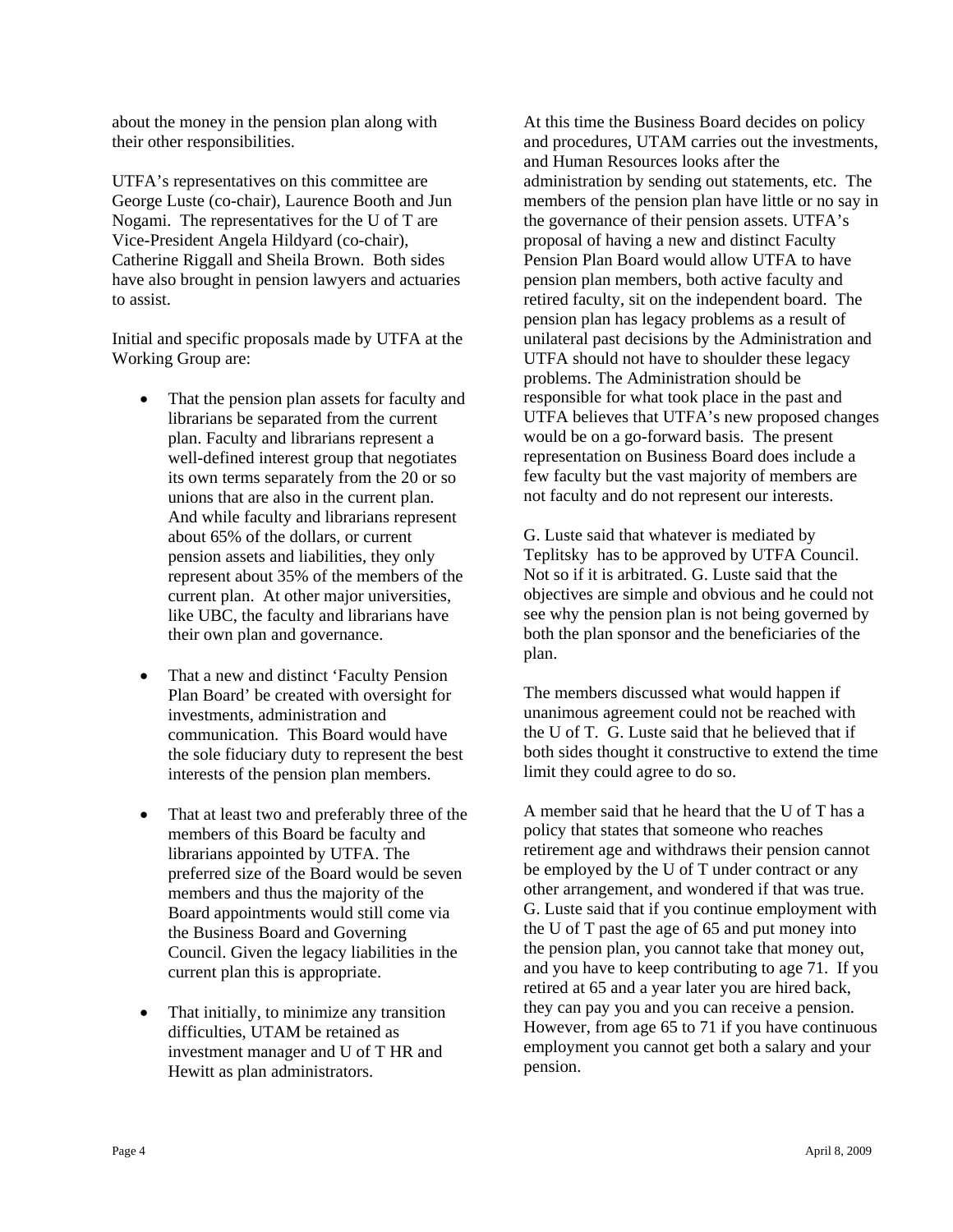about the money in the pension plan along with their other responsibilities.

UTFA's representatives on this committee are George Luste (co-chair), Laurence Booth and Jun Nogami. The representatives for the U of T are Vice-President Angela Hildyard (co-chair), Catherine Riggall and Sheila Brown. Both sides have also brought in pension lawyers and actuaries to assist.

Initial and specific proposals made by UTFA at the Working Group are:

- That the pension plan assets for faculty and librarians be separated from the current plan. Faculty and librarians represent a well-defined interest group that negotiates its own terms separately from the 20 or so unions that are also in the current plan. And while faculty and librarians represent about 65% of the dollars, or current pension assets and liabilities, they only represent about 35% of the members of the current plan. At other major universities, like UBC, the faculty and librarians have their own plan and governance.

- That a new and distinct 'Faculty Pension Plan Board' be created with oversight for investments, administration and communication. This Board would have the sole fiduciary duty to represent the best interests of the pension plan members.

- That at least two and preferably three of the members of this Board be faculty and librarians appointed by UTFA. The preferred size of the Board would be seven members and thus the majority of the Board appointments would still come via the Business Board and Governing Council. Given the legacy liabilities in the current plan this is appropriate.

- That initially, to minimize any transition difficulties, UTAM be retained as investment manager and U of T HR and Hewitt as plan administrators.

At this time the Business Board decides on policy and procedures, UTAM carries out the investments, and Human Resources looks after the administration by sending out statements, etc. The members of the pension plan have little or no say in the governance of their pension assets. UTFA's proposal of having a new and distinct Faculty Pension Plan Board would allow UTFA to have pension plan members, both active faculty and retired faculty, sit on the independent board. The pension plan has legacy problems as a result of unilateral past decisions by the Administration and UTFA should not have to shoulder these legacy problems. The Administration should be responsible for what took place in the past and UTFA believes that UTFA's new proposed changes would be on a go-forward basis. The present representation on Business Board does include a few faculty but the vast majority of members are not faculty and do not represent our interests.

G. Luste said that whatever is mediated by Teplitsky has to be approved by UTFA Council. Not so if it is arbitrated. G. Luste said that the objectives are simple and obvious and he could not see why the pension plan is not being governed by both the plan sponsor and the beneficiaries of the plan.

The members discussed what would happen if unanimous agreement could not be reached with the U of T. G. Luste said that he believed that if both sides thought it constructive to extend the time limit they could agree to do so.

A member said that he heard that the U of T has a policy that states that someone who reaches retirement age and withdraws their pension cannot be employed by the U of T under contract or any other arrangement, and wondered if that was true. G. Luste said that if you continue employment with the U of T past the age of 65 and put money into the pension plan, you cannot take that money out, and you have to keep contributing to age 71. If you retired at 65 and a year later you are hired back, they can pay you and you can receive a pension. However, from age 65 to 71 if you have continuous employment you cannot get both a salary and your pension.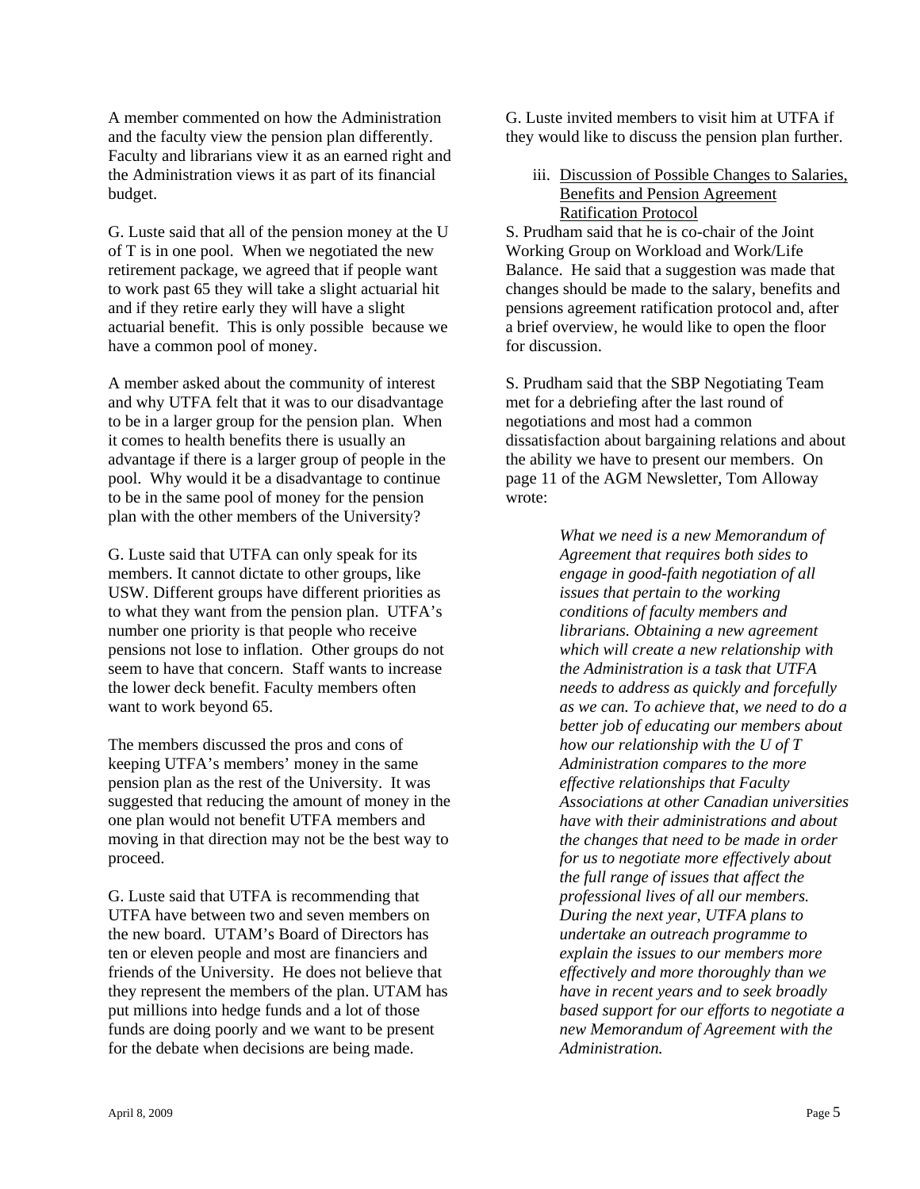A member commented on how the Administration and the faculty view the pension plan differently. Faculty and librarians view it as an earned right and the Administration views it as part of its financial budget.

G. Luste said that all of the pension money at the U of T is in one pool. When we negotiated the new retirement package, we agreed that if people want to work past 65 they will take a slight actuarial hit and if they retire early they will have a slight actuarial benefit. This is only possible because we have a common pool of money.

A member asked about the community of interest and why UTFA felt that it was to our disadvantage to be in a larger group for the pension plan. When it comes to health benefits there is usually an advantage if there is a larger group of people in the pool. Why would it be a disadvantage to continue to be in the same pool of money for the pension plan with the other members of the University?

G. Luste said that UTFA can only speak for its members. It cannot dictate to other groups, like USW. Different groups have different priorities as to what they want from the pension plan. UTFA's number one priority is that people who receive pensions not lose to inflation. Other groups do not seem to have that concern. Staff wants to increase the lower deck benefit. Faculty members often want to work beyond 65.

The members discussed the pros and cons of keeping UTFA's members' money in the same pension plan as the rest of the University. It was suggested that reducing the amount of money in the one plan would not benefit UTFA members and moving in that direction may not be the best way to proceed.

G. Luste said that UTFA is recommending that UTFA have between two and seven members on the new board. UTAM's Board of Directors has ten or eleven people and most are financiers and friends of the University. He does not believe that they represent the members of the plan. UTAM has put millions into hedge funds and a lot of those funds are doing poorly and we want to be present for the debate when decisions are being made.

G. Luste invited members to visit him at UTFA if they would like to discuss the pension plan further.

iii. Discussion of Possible Changes to Salaries, Benefits and Pension Agreement Ratification Protocol

S. Prudham said that he is co-chair of the Joint Working Group on Workload and Work/Life Balance. He said that a suggestion was made that changes should be made to the salary, benefits and pensions agreement ratification protocol and, after a brief overview, he would like to open the floor for discussion.

S. Prudham said that the SBP Negotiating Team met for a debriefing after the last round of negotiations and most had a common dissatisfaction about bargaining relations and about the ability we have to present our members. On page 11 of the AGM Newsletter, Tom Alloway wrote:

> *What we need is a new Memorandum of Agreement that requires both sides to engage in good-faith negotiation of all issues that pertain to the working conditions of faculty members and librarians. Obtaining a new agreement which will create a new relationship with the Administration is a task that UTFA needs to address as quickly and forcefully as we can. To achieve that, we need to do a better job of educating our members about how our relationship with the U of T Administration compares to the more effective relationships that Faculty Associations at other Canadian universities have with their administrations and about the changes that need to be made in order for us to negotiate more effectively about the full range of issues that affect the professional lives of all our members. During the next year, UTFA plans to undertake an outreach programme to explain the issues to our members more effectively and more thoroughly than we have in recent years and to seek broadly based support for our efforts to negotiate a new Memorandum of Agreement with the Administration.*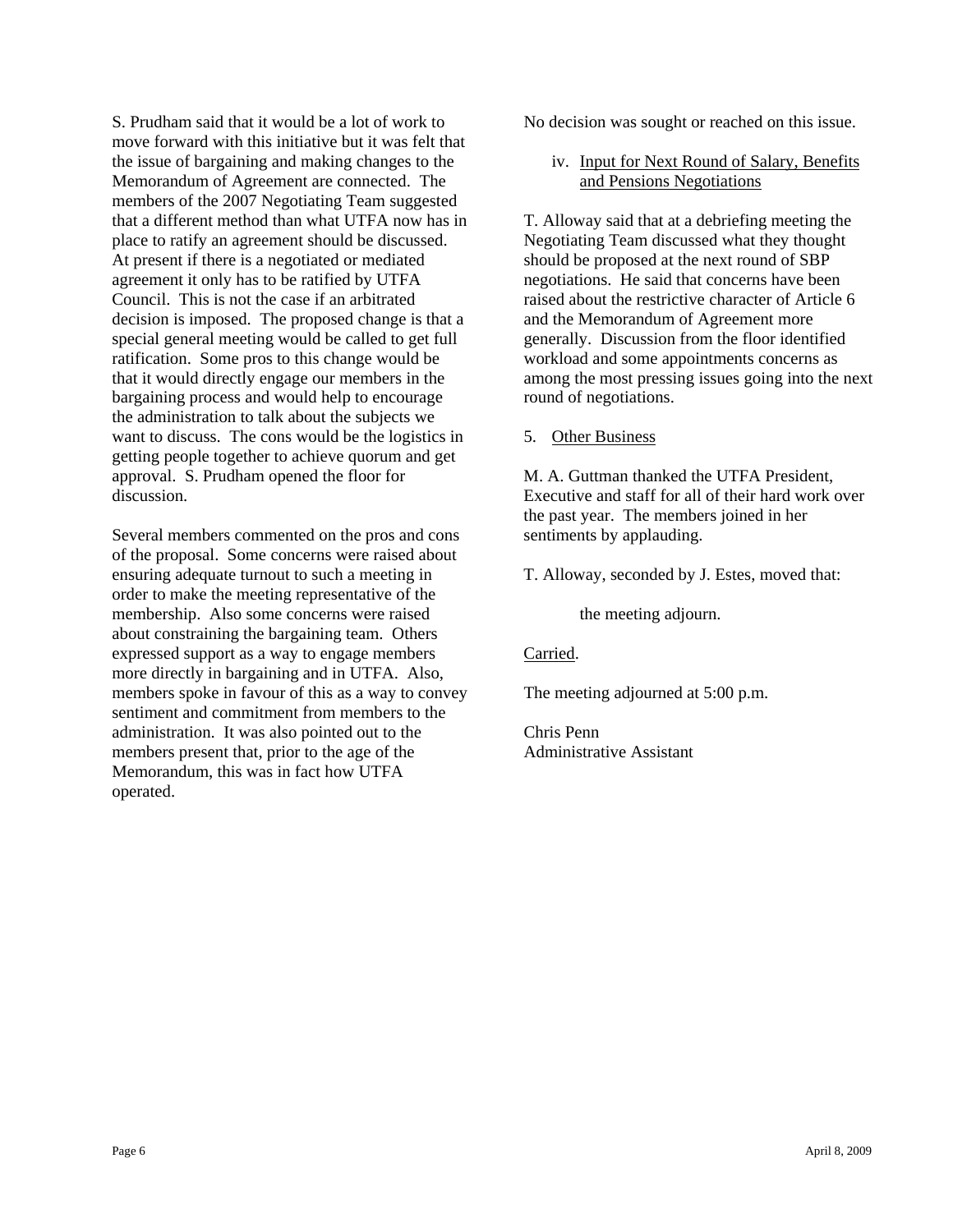S. Prudham said that it would be a lot of work to move forward with this initiative but it was felt that the issue of bargaining and making changes to the Memorandum of Agreement are connected. The members of the 2007 Negotiating Team suggested that a different method than what UTFA now has in place to ratify an agreement should be discussed. At present if there is a negotiated or mediated agreement it only has to be ratified by UTFA Council. This is not the case if an arbitrated decision is imposed. The proposed change is that a special general meeting would be called to get full ratification. Some pros to this change would be that it would directly engage our members in the bargaining process and would help to encourage the administration to talk about the subjects we want to discuss. The cons would be the logistics in getting people together to achieve quorum and get approval. S. Prudham opened the floor for discussion.

Several members commented on the pros and cons of the proposal. Some concerns were raised about ensuring adequate turnout to such a meeting in order to make the meeting representative of the membership. Also some concerns were raised about constraining the bargaining team. Others expressed support as a way to engage members more directly in bargaining and in UTFA. Also, members spoke in favour of this as a way to convey sentiment and commitment from members to the administration. It was also pointed out to the members present that, prior to the age of the Memorandum, this was in fact how UTFA operated.

No decision was sought or reached on this issue.

iv. Input for Next Round of Salary, Benefits and Pensions Negotiations

T. Alloway said that at a debriefing meeting the Negotiating Team discussed what they thought should be proposed at the next round of SBP negotiations. He said that concerns have been raised about the restrictive character of Article 6 and the Memorandum of Agreement more generally. Discussion from the floor identified workload and some appointments concerns as among the most pressing issues going into the next round of negotiations.

5. Other Business

M. A. Guttman thanked the UTFA President, Executive and staff for all of their hard work over the past year. The members joined in her sentiments by applauding.

T. Alloway, seconded by J. Estes, moved that:

> the meeting adjourn.

Carried.

The meeting adjourned at 5:00 p.m.

Chris Penn
Administrative Assistant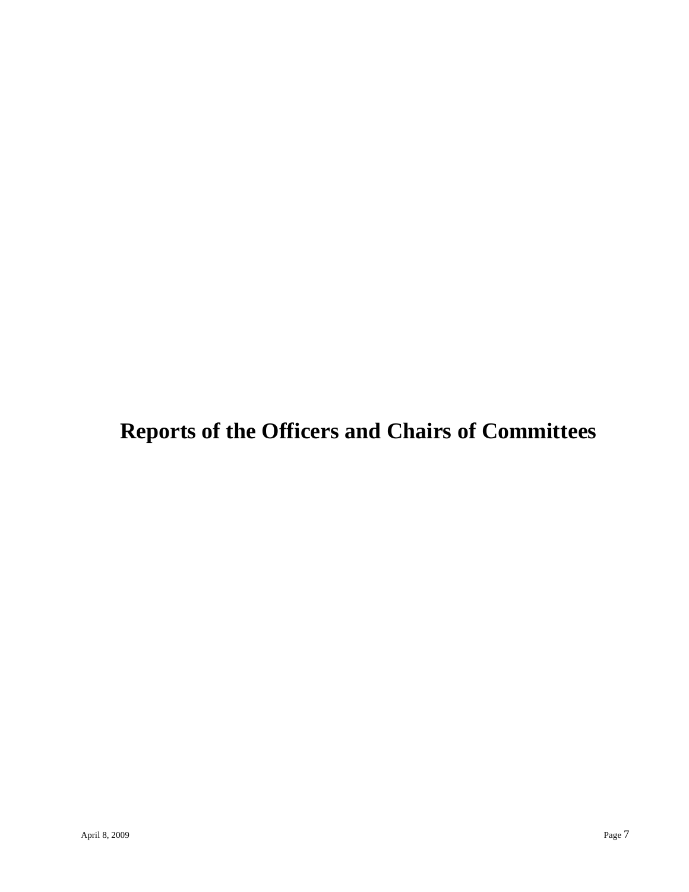# Reports of the Officers and Chairs of Committees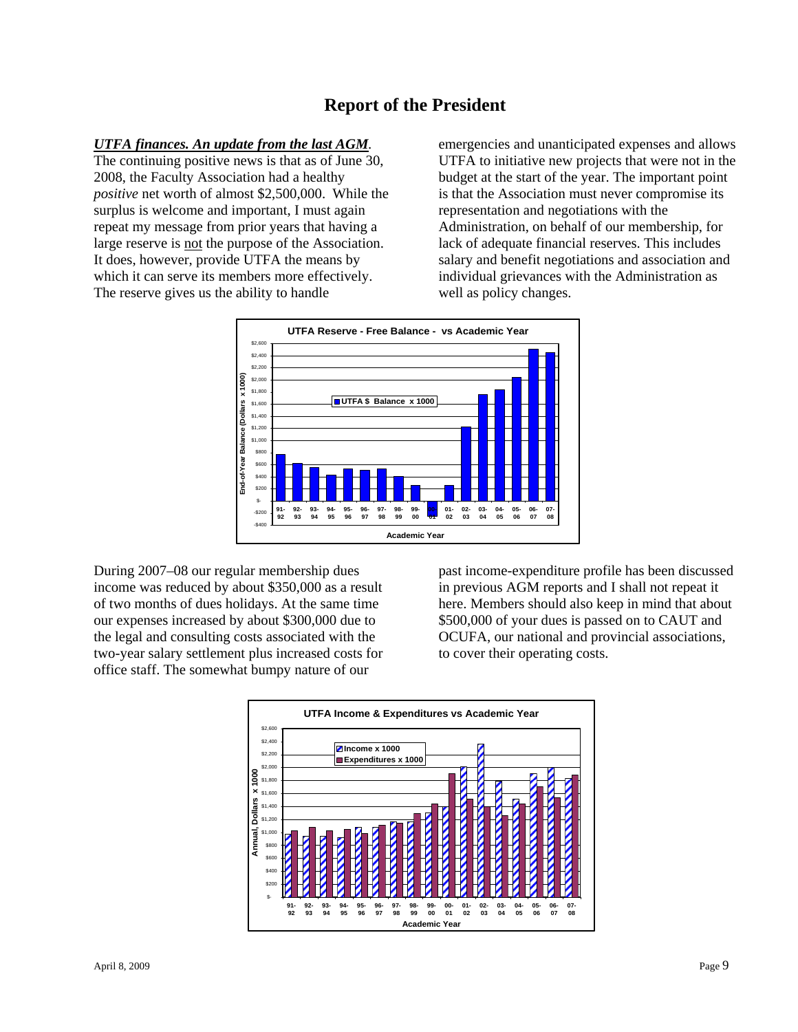# Report of the President

***UTFA finances. An update from the last AGM.*** The continuing positive news is that as of June 30, 2008, the Faculty Association had a healthy *positive* net worth of almost $2,500,000. While the surplus is welcome and important, I must again repeat my message from prior years that having a large reserve is not the purpose of the Association. It does, however, provide UTFA the means by which it can serve its members more effectively. The reserve gives us the ability to handle emergencies and unanticipated expenses and allows UTFA to initiative new projects that were not in the budget at the start of the year. The important point is that the Association must never compromise its representation and negotiations with the Administration, on behalf of our membership, for lack of adequate financial reserves. This includes salary and benefit negotiations and association and individual grievances with the Administration as well as policy changes.

**UTFA Reserve - Free Balance - vs Academic Year**

During 2007–08 our regular membership dues income was reduced by about $350,000 as a result of two months of dues holidays. At the same time our expenses increased by about $300,000 due to the legal and consulting costs associated with the two-year salary settlement plus increased costs for office staff. The somewhat bumpy nature of our past income-expenditure profile has been discussed in previous AGM reports and I shall not repeat it here. Members should also keep in mind that about $500,000 of your dues is passed on to CAUT and OCUFA, our national and provincial associations, to cover their operating costs.

**UTFA Income & Expenditures vs Academic Year**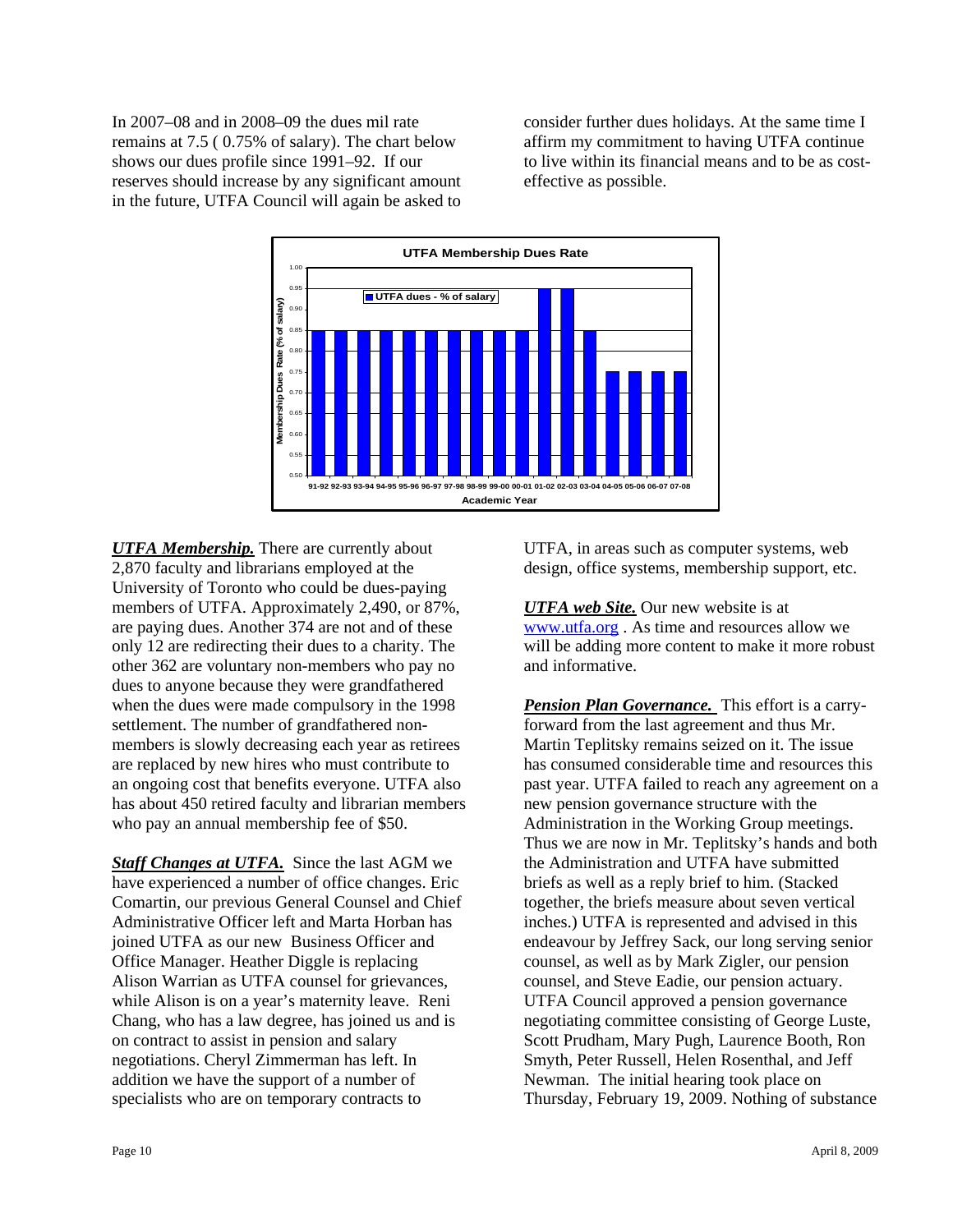In 2007–08 and in 2008–09 the dues mil rate remains at 7.5 ( 0.75% of salary). The chart below shows our dues profile since 1991–92. If our reserves should increase by any significant amount in the future, UTFA Council will again be asked to consider further dues holidays. At the same time I affirm my commitment to having UTFA continue to live within its financial means and to be as cost-effective as possible.

**UTFA Membership Dues Rate**

| Academic Year | UTFA dues - % of salary |
| --- | --- |
| 91-92 | 0.85 |
| 92-93 | 0.85 |
| 93-94 | 0.85 |
| 94-95 | 0.85 |
| 95-96 | 0.85 |
| 96-97 | 0.85 |
| 97-98 | 0.85 |
| 98-99 | 0.85 |
| 99-00 | 0.85 |
| 00-01 | 0.85 |
| 01-02 | 0.95 |
| 02-03 | 0.95 |
| 03-04 | 0.85 |
| 04-05 | 0.75 |
| 05-06 | 0.75 |
| 06-07 | 0.75 |
| 07-08 | 0.75 |

***UTFA Membership.*** There are currently about 2,870 faculty and librarians employed at the University of Toronto who could be dues-paying members of UTFA. Approximately 2,490, or 87%, are paying dues. Another 374 are not and of these only 12 are redirecting their dues to a charity. The other 362 are voluntary non-members who pay no dues to anyone because they were grandfathered when the dues were made compulsory in the 1998 settlement. The number of grandfathered non-members is slowly decreasing each year as retirees are replaced by new hires who must contribute to an ongoing cost that benefits everyone. UTFA also has about 450 retired faculty and librarian members who pay an annual membership fee of $50.

***Staff Changes at UTFA.*** Since the last AGM we have experienced a number of office changes. Eric Comartin, our previous General Counsel and Chief Administrative Officer left and Marta Horban has joined UTFA as our new Business Officer and Office Manager. Heather Diggle is replacing Alison Warrian as UTFA counsel for grievances, while Alison is on a year's maternity leave. Reni Chang, who has a law degree, has joined us and is on contract to assist in pension and salary negotiations. Cheryl Zimmerman has left. In addition we have the support of a number of specialists who are on temporary contracts to UTFA, in areas such as computer systems, web design, office systems, membership support, etc.

***UTFA web Site.*** Our new website is at [www.utfa.org](http://www.utfa.org) . As time and resources allow we will be adding more content to make it more robust and informative.

***Pension Plan Governance.*** This effort is a carry-forward from the last agreement and thus Mr. Martin Teplitsky remains seized on it. The issue has consumed considerable time and resources this past year. UTFA failed to reach any agreement on a new pension governance structure with the Administration in the Working Group meetings. Thus we are now in Mr. Teplitsky's hands and both the Administration and UTFA have submitted briefs as well as a reply brief to him. (Stacked together, the briefs measure about seven vertical inches.) UTFA is represented and advised in this endeavour by Jeffrey Sack, our long serving senior counsel, as well as by Mark Zigler, our pension counsel, and Steve Eadie, our pension actuary. UTFA Council approved a pension governance negotiating committee consisting of George Luste, Scott Prudham, Mary Pugh, Laurence Booth, Ron Smyth, Peter Russell, Helen Rosenthal, and Jeff Newman. The initial hearing took place on Thursday, February 19, 2009. Nothing of substance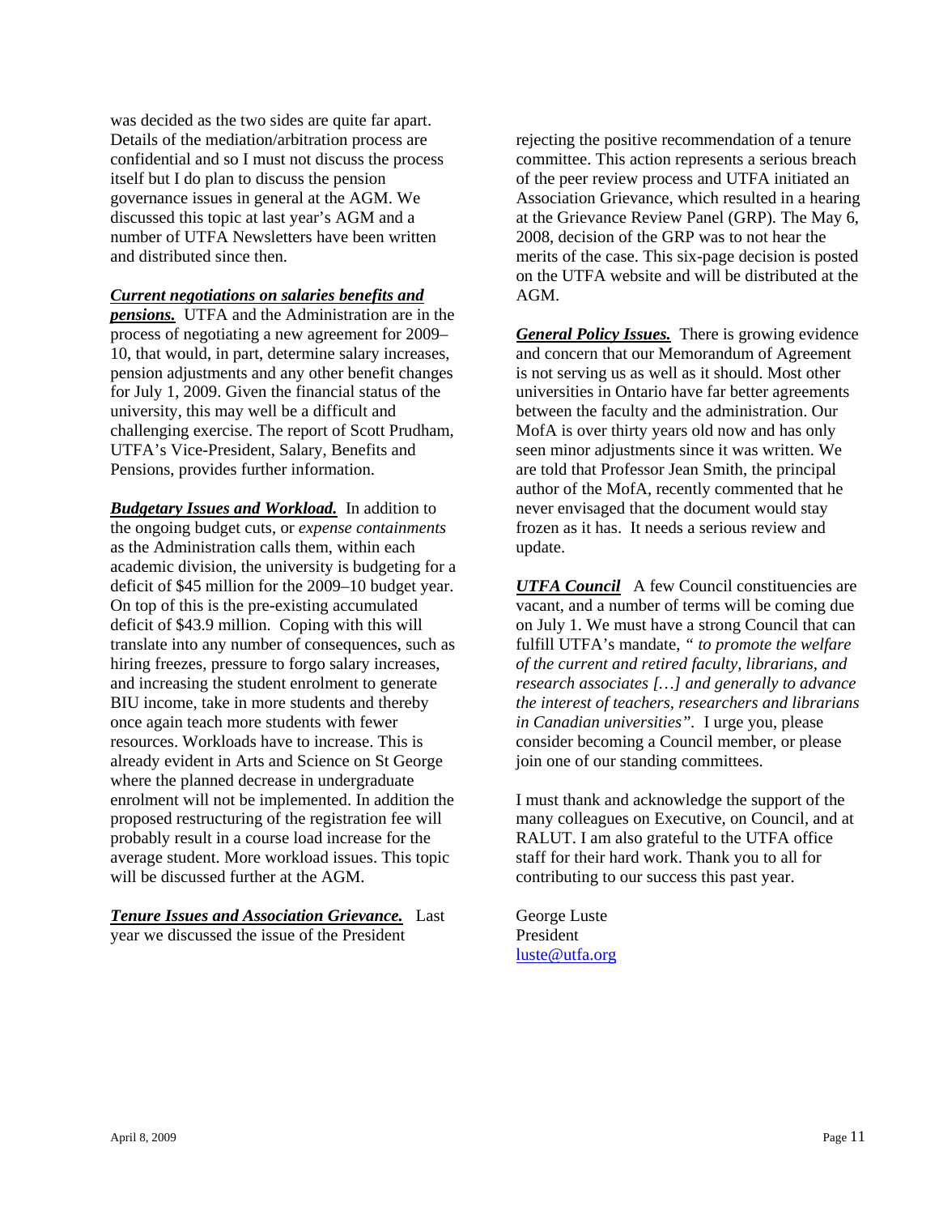was decided as the two sides are quite far apart. Details of the mediation/arbitration process are confidential and so I must not discuss the process itself but I do plan to discuss the pension governance issues in general at the AGM. We discussed this topic at last year's AGM and a number of UTFA Newsletters have been written and distributed since then.

***Current negotiations on salaries benefits and pensions.*** UTFA and the Administration are in the process of negotiating a new agreement for 2009–10, that would, in part, determine salary increases, pension adjustments and any other benefit changes for July 1, 2009. Given the financial status of the university, this may well be a difficult and challenging exercise. The report of Scott Prudham, UTFA's Vice-President, Salary, Benefits and Pensions, provides further information.

***Budgetary Issues and Workload.*** In addition to the ongoing budget cuts, or *expense containments* as the Administration calls them, within each academic division, the university is budgeting for a deficit of $45 million for the 2009–10 budget year. On top of this is the pre-existing accumulated deficit of $43.9 million. Coping with this will translate into any number of consequences, such as hiring freezes, pressure to forgo salary increases, and increasing the student enrolment to generate BIU income, take in more students and thereby once again teach more students with fewer resources. Workloads have to increase. This is already evident in Arts and Science on St George where the planned decrease in undergraduate enrolment will not be implemented. In addition the proposed restructuring of the registration fee will probably result in a course load increase for the average student. More workload issues. This topic will be discussed further at the AGM.

***Tenure Issues and Association Grievance.*** Last year we discussed the issue of the President rejecting the positive recommendation of a tenure committee. This action represents a serious breach of the peer review process and UTFA initiated an Association Grievance, which resulted in a hearing at the Grievance Review Panel (GRP). The May 6, 2008, decision of the GRP was to not hear the merits of the case. This six-page decision is posted on the UTFA website and will be distributed at the AGM.

***General Policy Issues.*** There is growing evidence and concern that our Memorandum of Agreement is not serving us as well as it should. Most other universities in Ontario have far better agreements between the faculty and the administration. Our MofA is over thirty years old now and has only seen minor adjustments since it was written. We are told that Professor Jean Smith, the principal author of the MofA, recently commented that he never envisaged that the document would stay frozen as it has. It needs a serious review and update.

***UTFA Council*** A few Council constituencies are vacant, and a number of terms will be coming due on July 1. We must have a strong Council that can fulfill UTFA's mandate, *" to promote the welfare of the current and retired faculty, librarians, and research associates […] and generally to advance the interest of teachers, researchers and librarians in Canadian universities".* I urge you, please consider becoming a Council member, or please join one of our standing committees.

I must thank and acknowledge the support of the many colleagues on Executive, on Council, and at RALUT. I am also grateful to the UTFA office staff for their hard work. Thank you to all for contributing to our success this past year.

George Luste
President
luste@utfa.org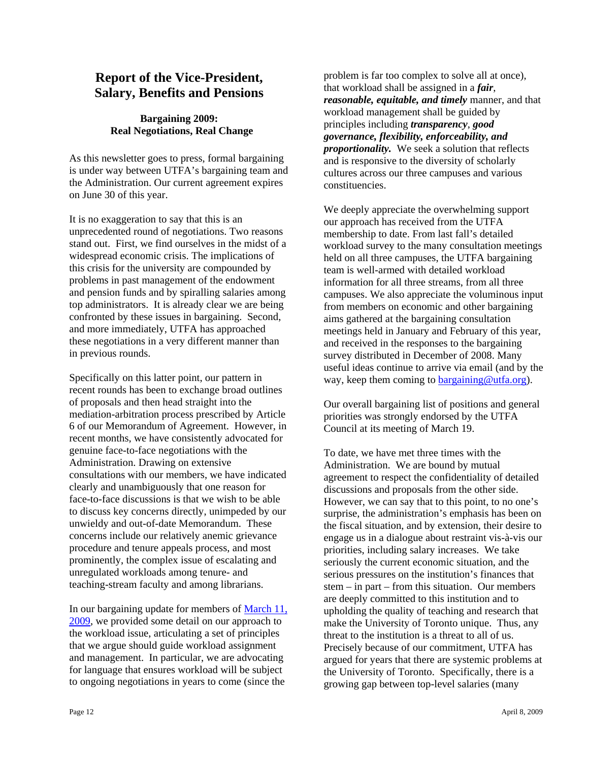# Report of the Vice-President, Salary, Benefits and Pensions

### Bargaining 2009: Real Negotiations, Real Change

As this newsletter goes to press, formal bargaining is under way between UTFA's bargaining team and the Administration. Our current agreement expires on June 30 of this year.

It is no exaggeration to say that this is an unprecedented round of negotiations. Two reasons stand out. First, we find ourselves in the midst of a widespread economic crisis. The implications of this crisis for the university are compounded by problems in past management of the endowment and pension funds and by spiralling salaries among top administrators. It is already clear we are being confronted by these issues in bargaining. Second, and more immediately, UTFA has approached these negotiations in a very different manner than in previous rounds.

Specifically on this latter point, our pattern in recent rounds has been to exchange broad outlines of proposals and then head straight into the mediation-arbitration process prescribed by Article 6 of our Memorandum of Agreement. However, in recent months, we have consistently advocated for genuine face-to-face negotiations with the Administration. Drawing on extensive consultations with our members, we have indicated clearly and unambiguously that one reason for face-to-face discussions is that we wish to be able to discuss key concerns directly, unimpeded by our unwieldy and out-of-date Memorandum. These concerns include our relatively anemic grievance procedure and tenure appeals process, and most prominently, the complex issue of escalating and unregulated workloads among tenure- and teaching-stream faculty and among librarians.

In our bargaining update for members of [March 11, 2009](), we provided some detail on our approach to the workload issue, articulating a set of principles that we argue should guide workload assignment and management. In particular, we are advocating for language that ensures workload will be subject to ongoing negotiations in years to come (since the problem is far too complex to solve all at once), that workload shall be assigned in a ***fair***, ***reasonable, equitable, and timely*** manner, and that workload management shall be guided by principles including ***transparency***, ***good governance, flexibility, enforceability, and proportionality.*** We seek a solution that reflects and is responsive to the diversity of scholarly cultures across our three campuses and various constituencies.

We deeply appreciate the overwhelming support our approach has received from the UTFA membership to date. From last fall's detailed workload survey to the many consultation meetings held on all three campuses, the UTFA bargaining team is well-armed with detailed workload information for all three streams, from all three campuses. We also appreciate the voluminous input from members on economic and other bargaining aims gathered at the bargaining consultation meetings held in January and February of this year, and received in the responses to the bargaining survey distributed in December of 2008. Many useful ideas continue to arrive via email (and by the way, keep them coming to [bargaining@utfa.org](mailto:bargaining@utfa.org)).

Our overall bargaining list of positions and general priorities was strongly endorsed by the UTFA Council at its meeting of March 19.

To date, we have met three times with the Administration. We are bound by mutual agreement to respect the confidentiality of detailed discussions and proposals from the other side. However, we can say that to this point, to no one's surprise, the administration's emphasis has been on the fiscal situation, and by extension, their desire to engage us in a dialogue about restraint vis-à-vis our priorities, including salary increases. We take seriously the current economic situation, and the serious pressures on the institution's finances that stem – in part – from this situation. Our members are deeply committed to this institution and to upholding the quality of teaching and research that make the University of Toronto unique. Thus, any threat to the institution is a threat to all of us. Precisely because of our commitment, UTFA has argued for years that there are systemic problems at the University of Toronto. Specifically, there is a growing gap between top-level salaries (many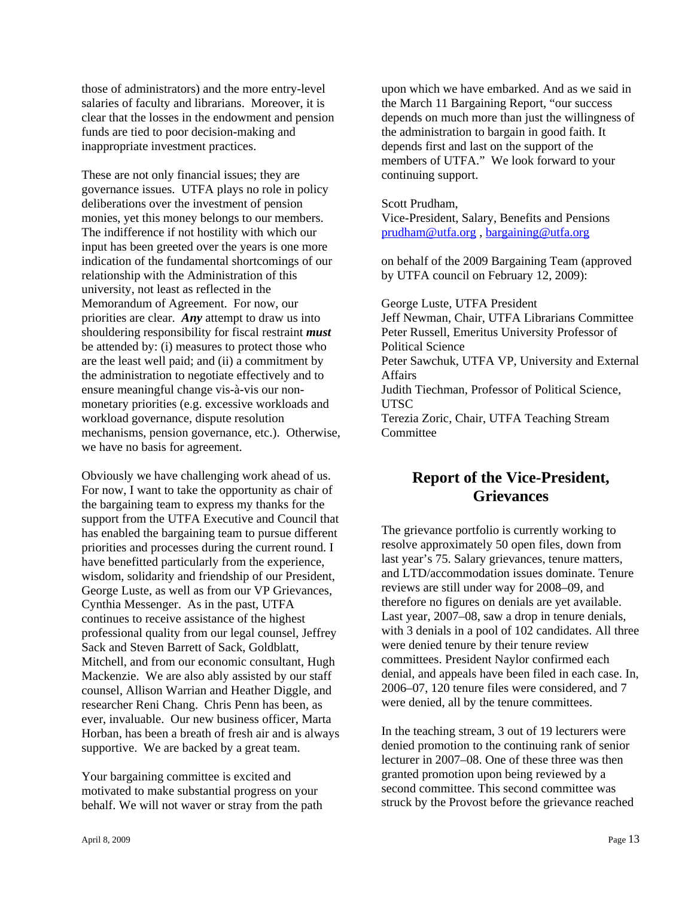those of administrators) and the more entry-level salaries of faculty and librarians. Moreover, it is clear that the losses in the endowment and pension funds are tied to poor decision-making and inappropriate investment practices.

These are not only financial issues; they are governance issues. UTFA plays no role in policy deliberations over the investment of pension monies, yet this money belongs to our members. The indifference if not hostility with which our input has been greeted over the years is one more indication of the fundamental shortcomings of our relationship with the Administration of this university, not least as reflected in the Memorandum of Agreement. For now, our priorities are clear. ***Any*** attempt to draw us into shouldering responsibility for fiscal restraint ***must*** be attended by: (i) measures to protect those who are the least well paid; and (ii) a commitment by the administration to negotiate effectively and to ensure meaningful change vis-à-vis our non-monetary priorities (e.g. excessive workloads and workload governance, dispute resolution mechanisms, pension governance, etc.). Otherwise, we have no basis for agreement.

Obviously we have challenging work ahead of us. For now, I want to take the opportunity as chair of the bargaining team to express my thanks for the support from the UTFA Executive and Council that has enabled the bargaining team to pursue different priorities and processes during the current round. I have benefitted particularly from the experience, wisdom, solidarity and friendship of our President, George Luste, as well as from our VP Grievances, Cynthia Messenger. As in the past, UTFA continues to receive assistance of the highest professional quality from our legal counsel, Jeffrey Sack and Steven Barrett of Sack, Goldblatt, Mitchell, and from our economic consultant, Hugh Mackenzie. We are also ably assisted by our staff counsel, Allison Warrian and Heather Diggle, and researcher Reni Chang. Chris Penn has been, as ever, invaluable. Our new business officer, Marta Horban, has been a breath of fresh air and is always supportive. We are backed by a great team.

Your bargaining committee is excited and motivated to make substantial progress on your behalf. We will not waver or stray from the path upon which we have embarked. And as we said in the March 11 Bargaining Report, "our success depends on much more than just the willingness of the administration to bargain in good faith. It depends first and last on the support of the members of UTFA." We look forward to your continuing support.

Scott Prudham,
Vice-President, Salary, Benefits and Pensions
prudham@utfa.org , bargaining@utfa.org

on behalf of the 2009 Bargaining Team (approved by UTFA council on February 12, 2009):

George Luste, UTFA President
Jeff Newman, Chair, UTFA Librarians Committee
Peter Russell, Emeritus University Professor of Political Science
Peter Sawchuk, UTFA VP, University and External Affairs
Judith Tiechman, Professor of Political Science, UTSC
Terezia Zoric, Chair, UTFA Teaching Stream Committee

## Report of the Vice-President, Grievances

The grievance portfolio is currently working to resolve approximately 50 open files, down from last year's 75. Salary grievances, tenure matters, and LTD/accommodation issues dominate. Tenure reviews are still under way for 2008–09, and therefore no figures on denials are yet available. Last year, 2007–08, saw a drop in tenure denials, with 3 denials in a pool of 102 candidates. All three were denied tenure by their tenure review committees. President Naylor confirmed each denial, and appeals have been filed in each case. In, 2006–07, 120 tenure files were considered, and 7 were denied, all by the tenure committees.

In the teaching stream, 3 out of 19 lecturers were denied promotion to the continuing rank of senior lecturer in 2007–08. One of these three was then granted promotion upon being reviewed by a second committee. This second committee was struck by the Provost before the grievance reached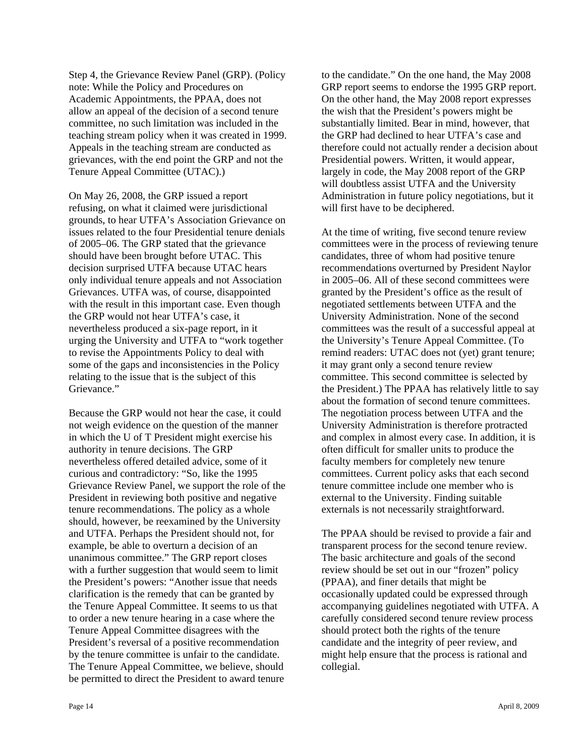Step 4, the Grievance Review Panel (GRP). (Policy note: While the Policy and Procedures on Academic Appointments, the PPAA, does not allow an appeal of the decision of a second tenure committee, no such limitation was included in the teaching stream policy when it was created in 1999. Appeals in the teaching stream are conducted as grievances, with the end point the GRP and not the Tenure Appeal Committee (UTAC).)

On May 26, 2008, the GRP issued a report refusing, on what it claimed were jurisdictional grounds, to hear UTFA's Association Grievance on issues related to the four Presidential tenure denials of 2005–06. The GRP stated that the grievance should have been brought before UTAC. This decision surprised UTFA because UTAC hears only individual tenure appeals and not Association Grievances. UTFA was, of course, disappointed with the result in this important case. Even though the GRP would not hear UTFA's case, it nevertheless produced a six-page report, in it urging the University and UTFA to "work together to revise the Appointments Policy to deal with some of the gaps and inconsistencies in the Policy relating to the issue that is the subject of this Grievance."

Because the GRP would not hear the case, it could not weigh evidence on the question of the manner in which the U of T President might exercise his authority in tenure decisions. The GRP nevertheless offered detailed advice, some of it curious and contradictory: "So, like the 1995 Grievance Review Panel, we support the role of the President in reviewing both positive and negative tenure recommendations. The policy as a whole should, however, be reexamined by the University and UTFA. Perhaps the President should not, for example, be able to overturn a decision of an unanimous committee." The GRP report closes with a further suggestion that would seem to limit the President's powers: "Another issue that needs clarification is the remedy that can be granted by the Tenure Appeal Committee. It seems to us that to order a new tenure hearing in a case where the Tenure Appeal Committee disagrees with the President's reversal of a positive recommendation by the tenure committee is unfair to the candidate. The Tenure Appeal Committee, we believe, should be permitted to direct the President to award tenure to the candidate." On the one hand, the May 2008 GRP report seems to endorse the 1995 GRP report. On the other hand, the May 2008 report expresses the wish that the President's powers might be substantially limited. Bear in mind, however, that the GRP had declined to hear UTFA's case and therefore could not actually render a decision about Presidential powers. Written, it would appear, largely in code, the May 2008 report of the GRP will doubtless assist UTFA and the University Administration in future policy negotiations, but it will first have to be deciphered.

At the time of writing, five second tenure review committees were in the process of reviewing tenure candidates, three of whom had positive tenure recommendations overturned by President Naylor in 2005–06. All of these second committees were granted by the President's office as the result of negotiated settlements between UTFA and the University Administration. None of the second committees was the result of a successful appeal at the University's Tenure Appeal Committee. (To remind readers: UTAC does not (yet) grant tenure; it may grant only a second tenure review committee. This second committee is selected by the President.) The PPAA has relatively little to say about the formation of second tenure committees. The negotiation process between UTFA and the University Administration is therefore protracted and complex in almost every case. In addition, it is often difficult for smaller units to produce the faculty members for completely new tenure committees. Current policy asks that each second tenure committee include one member who is external to the University. Finding suitable externals is not necessarily straightforward.

The PPAA should be revised to provide a fair and transparent process for the second tenure review. The basic architecture and goals of the second review should be set out in our "frozen" policy (PPAA), and finer details that might be occasionally updated could be expressed through accompanying guidelines negotiated with UTFA. A carefully considered second tenure review process should protect both the rights of the tenure candidate and the integrity of peer review, and might help ensure that the process is rational and collegial.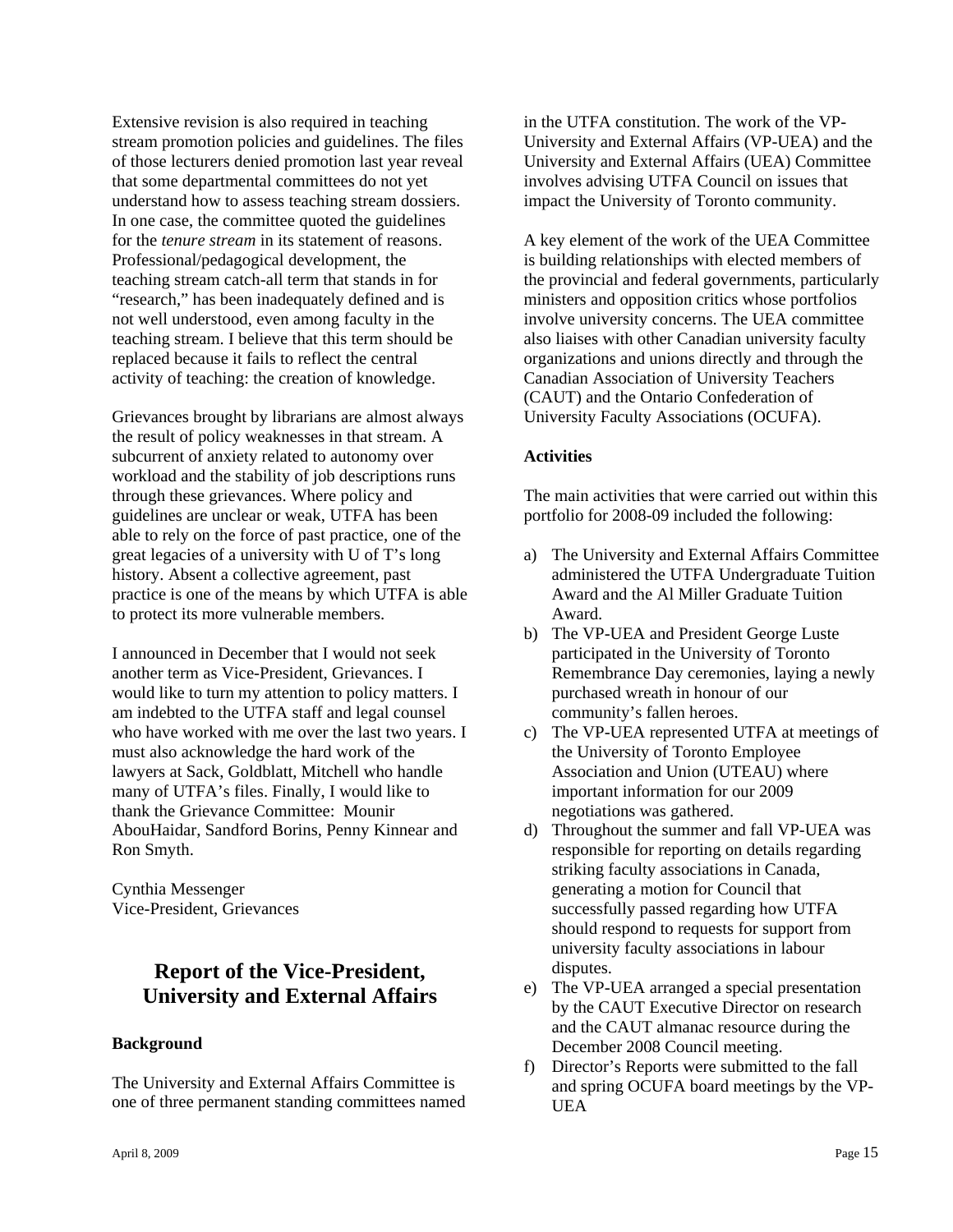Extensive revision is also required in teaching stream promotion policies and guidelines. The files of those lecturers denied promotion last year reveal that some departmental committees do not yet understand how to assess teaching stream dossiers. In one case, the committee quoted the guidelines for the *tenure stream* in its statement of reasons. Professional/pedagogical development, the teaching stream catch-all term that stands in for "research," has been inadequately defined and is not well understood, even among faculty in the teaching stream. I believe that this term should be replaced because it fails to reflect the central activity of teaching: the creation of knowledge.

Grievances brought by librarians are almost always the result of policy weaknesses in that stream. A subcurrent of anxiety related to autonomy over workload and the stability of job descriptions runs through these grievances. Where policy and guidelines are unclear or weak, UTFA has been able to rely on the force of past practice, one of the great legacies of a university with U of T's long history. Absent a collective agreement, past practice is one of the means by which UTFA is able to protect its more vulnerable members.

I announced in December that I would not seek another term as Vice-President, Grievances. I would like to turn my attention to policy matters. I am indebted to the UTFA staff and legal counsel who have worked with me over the last two years. I must also acknowledge the hard work of the lawyers at Sack, Goldblatt, Mitchell who handle many of UTFA's files. Finally, I would like to thank the Grievance Committee: Mounir AbouHaidar, Sandford Borins, Penny Kinnear and Ron Smyth.

Cynthia Messenger
Vice-President, Grievances

## Report of the Vice-President, University and External Affairs

**Background**

The University and External Affairs Committee is one of three permanent standing committees named in the UTFA constitution. The work of the VP-University and External Affairs (VP-UEA) and the University and External Affairs (UEA) Committee involves advising UTFA Council on issues that impact the University of Toronto community.

A key element of the work of the UEA Committee is building relationships with elected members of the provincial and federal governments, particularly ministers and opposition critics whose portfolios involve university concerns. The UEA committee also liaises with other Canadian university faculty organizations and unions directly and through the Canadian Association of University Teachers (CAUT) and the Ontario Confederation of University Faculty Associations (OCUFA).

**Activities**

The main activities that were carried out within this portfolio for 2008-09 included the following:

a) The University and External Affairs Committee administered the UTFA Undergraduate Tuition Award and the Al Miller Graduate Tuition Award.
b) The VP-UEA and President George Luste participated in the University of Toronto Remembrance Day ceremonies, laying a newly purchased wreath in honour of our community's fallen heroes.
c) The VP-UEA represented UTFA at meetings of the University of Toronto Employee Association and Union (UTEAU) where important information for our 2009 negotiations was gathered.
d) Throughout the summer and fall VP-UEA was responsible for reporting on details regarding striking faculty associations in Canada, generating a motion for Council that successfully passed regarding how UTFA should respond to requests for support from university faculty associations in labour disputes.
e) The VP-UEA arranged a special presentation by the CAUT Executive Director on research and the CAUT almanac resource during the December 2008 Council meeting.
f) Director's Reports were submitted to the fall and spring OCUFA board meetings by the VP-UEA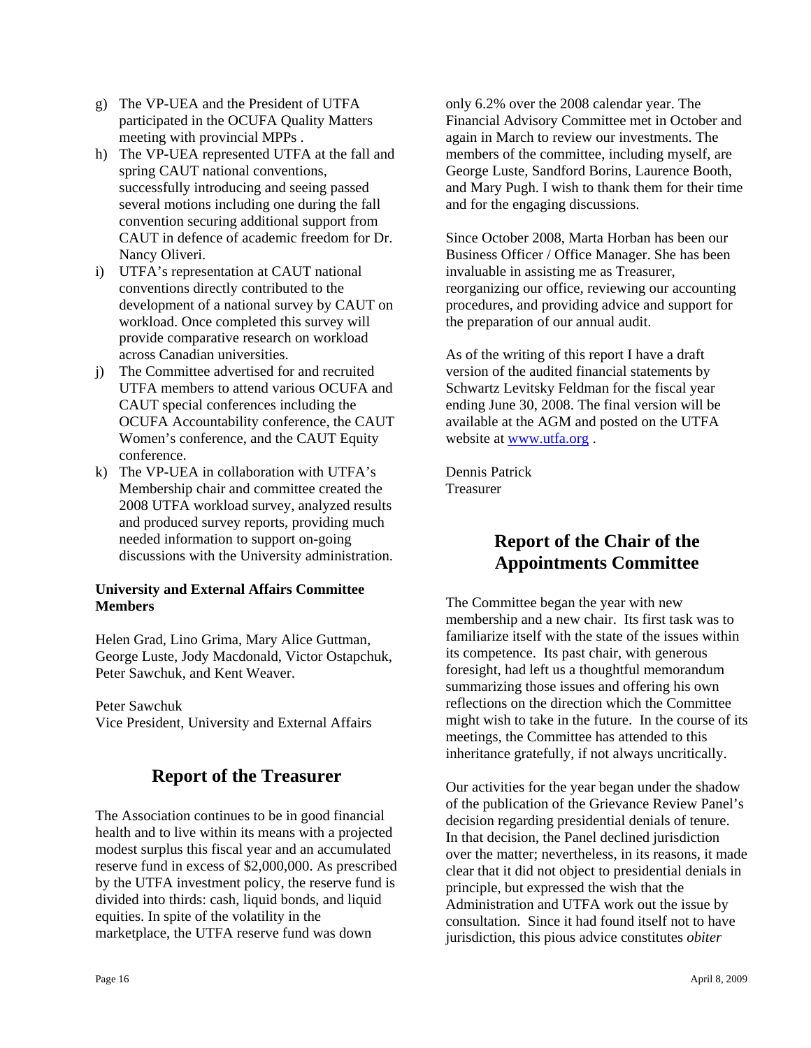g) The VP-UEA and the President of UTFA participated in the OCUFA Quality Matters meeting with provincial MPPs .
h) The VP-UEA represented UTFA at the fall and spring CAUT national conventions, successfully introducing and seeing passed several motions including one during the fall convention securing additional support from CAUT in defence of academic freedom for Dr. Nancy Oliveri.
i) UTFA's representation at CAUT national conventions directly contributed to the development of a national survey by CAUT on workload. Once completed this survey will provide comparative research on workload across Canadian universities.
j) The Committee advertised for and recruited UTFA members to attend various OCUFA and CAUT special conferences including the OCUFA Accountability conference, the CAUT Women's conference, and the CAUT Equity conference.
k) The VP-UEA in collaboration with UTFA's Membership chair and committee created the 2008 UTFA workload survey, analyzed results and produced survey reports, providing much needed information to support on-going discussions with the University administration.

**University and External Affairs Committee Members**

Helen Grad, Lino Grima, Mary Alice Guttman, George Luste, Jody Macdonald, Victor Ostapchuk, Peter Sawchuk, and Kent Weaver.

Peter Sawchuk
Vice President, University and External Affairs

## Report of the Treasurer

The Association continues to be in good financial health and to live within its means with a projected modest surplus this fiscal year and an accumulated reserve fund in excess of $2,000,000. As prescribed by the UTFA investment policy, the reserve fund is divided into thirds: cash, liquid bonds, and liquid equities. In spite of the volatility in the marketplace, the UTFA reserve fund was down only 6.2% over the 2008 calendar year. The Financial Advisory Committee met in October and again in March to review our investments. The members of the committee, including myself, are George Luste, Sandford Borins, Laurence Booth, and Mary Pugh. I wish to thank them for their time and for the engaging discussions.

Since October 2008, Marta Horban has been our Business Officer / Office Manager. She has been invaluable in assisting me as Treasurer, reorganizing our office, reviewing our accounting procedures, and providing advice and support for the preparation of our annual audit.

As of the writing of this report I have a draft version of the audited financial statements by Schwartz Levitsky Feldman for the fiscal year ending June 30, 2008. The final version will be available at the AGM and posted on the UTFA website at [www.utfa.org](http://www.utfa.org) .

Dennis Patrick
Treasurer

## Report of the Chair of the Appointments Committee

The Committee began the year with new membership and a new chair. Its first task was to familiarize itself with the state of the issues within its competence. Its past chair, with generous foresight, had left us a thoughtful memorandum summarizing those issues and offering his own reflections on the direction which the Committee might wish to take in the future. In the course of its meetings, the Committee has attended to this inheritance gratefully, if not always uncritically.

Our activities for the year began under the shadow of the publication of the Grievance Review Panel's decision regarding presidential denials of tenure. In that decision, the Panel declined jurisdiction over the matter; nevertheless, in its reasons, it made clear that it did not object to presidential denials in principle, but expressed the wish that the Administration and UTFA work out the issue by consultation. Since it had found itself not to have jurisdiction, this pious advice constitutes *obiter*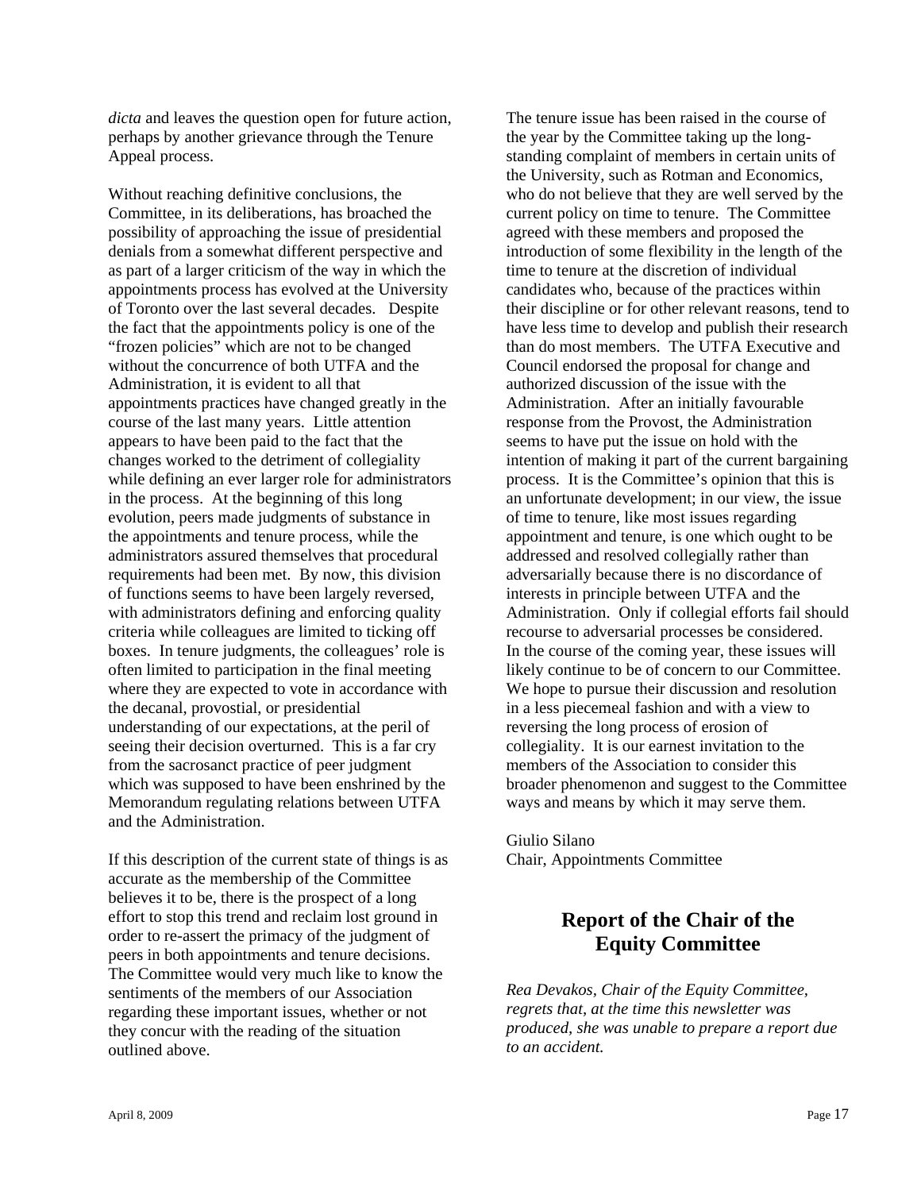*dicta* and leaves the question open for future action, perhaps by another grievance through the Tenure Appeal process.

Without reaching definitive conclusions, the Committee, in its deliberations, has broached the possibility of approaching the issue of presidential denials from a somewhat different perspective and as part of a larger criticism of the way in which the appointments process has evolved at the University of Toronto over the last several decades. Despite the fact that the appointments policy is one of the "frozen policies" which are not to be changed without the concurrence of both UTFA and the Administration, it is evident to all that appointments practices have changed greatly in the course of the last many years. Little attention appears to have been paid to the fact that the changes worked to the detriment of collegiality while defining an ever larger role for administrators in the process. At the beginning of this long evolution, peers made judgments of substance in the appointments and tenure process, while the administrators assured themselves that procedural requirements had been met. By now, this division of functions seems to have been largely reversed, with administrators defining and enforcing quality criteria while colleagues are limited to ticking off boxes. In tenure judgments, the colleagues' role is often limited to participation in the final meeting where they are expected to vote in accordance with the decanal, provostial, or presidential understanding of our expectations, at the peril of seeing their decision overturned. This is a far cry from the sacrosanct practice of peer judgment which was supposed to have been enshrined by the Memorandum regulating relations between UTFA and the Administration.

If this description of the current state of things is as accurate as the membership of the Committee believes it to be, there is the prospect of a long effort to stop this trend and reclaim lost ground in order to re-assert the primacy of the judgment of peers in both appointments and tenure decisions. The Committee would very much like to know the sentiments of the members of our Association regarding these important issues, whether or not they concur with the reading of the situation outlined above.

The tenure issue has been raised in the course of the year by the Committee taking up the long-standing complaint of members in certain units of the University, such as Rotman and Economics, who do not believe that they are well served by the current policy on time to tenure. The Committee agreed with these members and proposed the introduction of some flexibility in the length of the time to tenure at the discretion of individual candidates who, because of the practices within their discipline or for other relevant reasons, tend to have less time to develop and publish their research than do most members. The UTFA Executive and Council endorsed the proposal for change and authorized discussion of the issue with the Administration. After an initially favourable response from the Provost, the Administration seems to have put the issue on hold with the intention of making it part of the current bargaining process. It is the Committee's opinion that this is an unfortunate development; in our view, the issue of time to tenure, like most issues regarding appointment and tenure, is one which ought to be addressed and resolved collegially rather than adversarially because there is no discordance of interests in principle between UTFA and the Administration. Only if collegial efforts fail should recourse to adversarial processes be considered. In the course of the coming year, these issues will likely continue to be of concern to our Committee. We hope to pursue their discussion and resolution in a less piecemeal fashion and with a view to reversing the long process of erosion of collegiality. It is our earnest invitation to the members of the Association to consider this broader phenomenon and suggest to the Committee ways and means by which it may serve them.

Giulio Silano
Chair, Appointments Committee

## Report of the Chair of the Equity Committee

*Rea Devakos, Chair of the Equity Committee, regrets that, at the time this newsletter was produced, she was unable to prepare a report due to an accident.*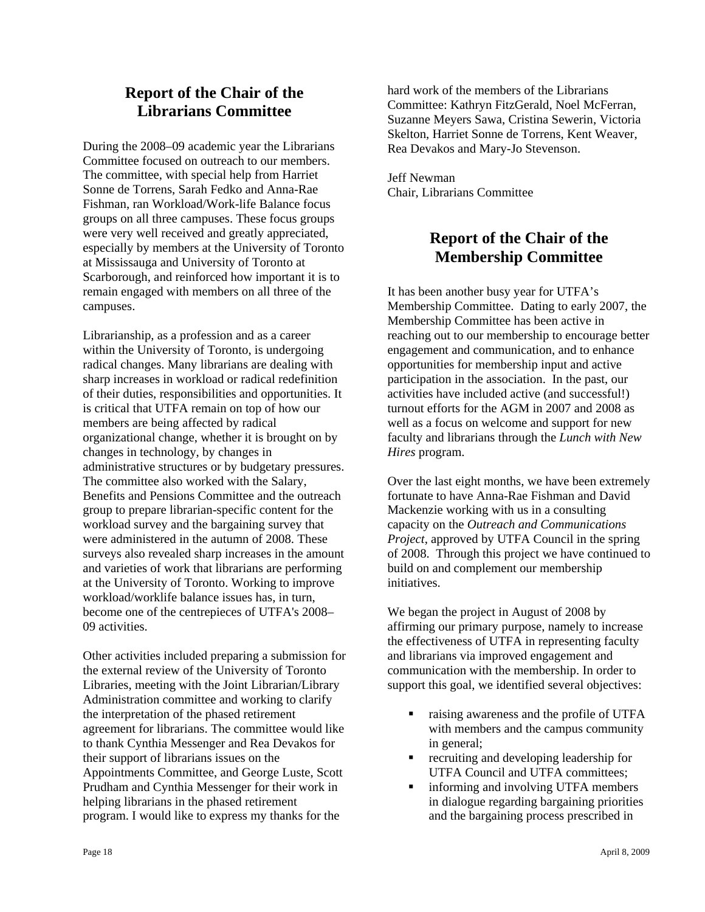## Report of the Chair of the Librarians Committee

During the 2008–09 academic year the Librarians Committee focused on outreach to our members. The committee, with special help from Harriet Sonne de Torrens, Sarah Fedko and Anna-Rae Fishman, ran Workload/Work-life Balance focus groups on all three campuses. These focus groups were very well received and greatly appreciated, especially by members at the University of Toronto at Mississauga and University of Toronto at Scarborough, and reinforced how important it is to remain engaged with members on all three of the campuses.

Librarianship, as a profession and as a career within the University of Toronto, is undergoing radical changes. Many librarians are dealing with sharp increases in workload or radical redefinition of their duties, responsibilities and opportunities. It is critical that UTFA remain on top of how our members are being affected by radical organizational change, whether it is brought on by changes in technology, by changes in administrative structures or by budgetary pressures. The committee also worked with the Salary, Benefits and Pensions Committee and the outreach group to prepare librarian-specific content for the workload survey and the bargaining survey that were administered in the autumn of 2008. These surveys also revealed sharp increases in the amount and varieties of work that librarians are performing at the University of Toronto. Working to improve workload/worklife balance issues has, in turn, become one of the centrepieces of UTFA's 2008–09 activities.

Other activities included preparing a submission for the external review of the University of Toronto Libraries, meeting with the Joint Librarian/Library Administration committee and working to clarify the interpretation of the phased retirement agreement for librarians. The committee would like to thank Cynthia Messenger and Rea Devakos for their support of librarians issues on the Appointments Committee, and George Luste, Scott Prudham and Cynthia Messenger for their work in helping librarians in the phased retirement program. I would like to express my thanks for the hard work of the members of the Librarians Committee: Kathryn FitzGerald, Noel McFerran, Suzanne Meyers Sawa, Cristina Sewerin, Victoria Skelton, Harriet Sonne de Torrens, Kent Weaver, Rea Devakos and Mary-Jo Stevenson.

Jeff Newman
Chair, Librarians Committee

## Report of the Chair of the Membership Committee

It has been another busy year for UTFA's Membership Committee. Dating to early 2007, the Membership Committee has been active in reaching out to our membership to encourage better engagement and communication, and to enhance opportunities for membership input and active participation in the association. In the past, our activities have included active (and successful!) turnout efforts for the AGM in 2007 and 2008 as well as a focus on welcome and support for new faculty and librarians through the *Lunch with New Hires* program.

Over the last eight months, we have been extremely fortunate to have Anna-Rae Fishman and David Mackenzie working with us in a consulting capacity on the *Outreach and Communications Project*, approved by UTFA Council in the spring of 2008. Through this project we have continued to build on and complement our membership initiatives.

We began the project in August of 2008 by affirming our primary purpose, namely to increase the effectiveness of UTFA in representing faculty and librarians via improved engagement and communication with the membership. In order to support this goal, we identified several objectives:

- raising awareness and the profile of UTFA with members and the campus community in general;
- recruiting and developing leadership for UTFA Council and UTFA committees;
- informing and involving UTFA members in dialogue regarding bargaining priorities and the bargaining process prescribed in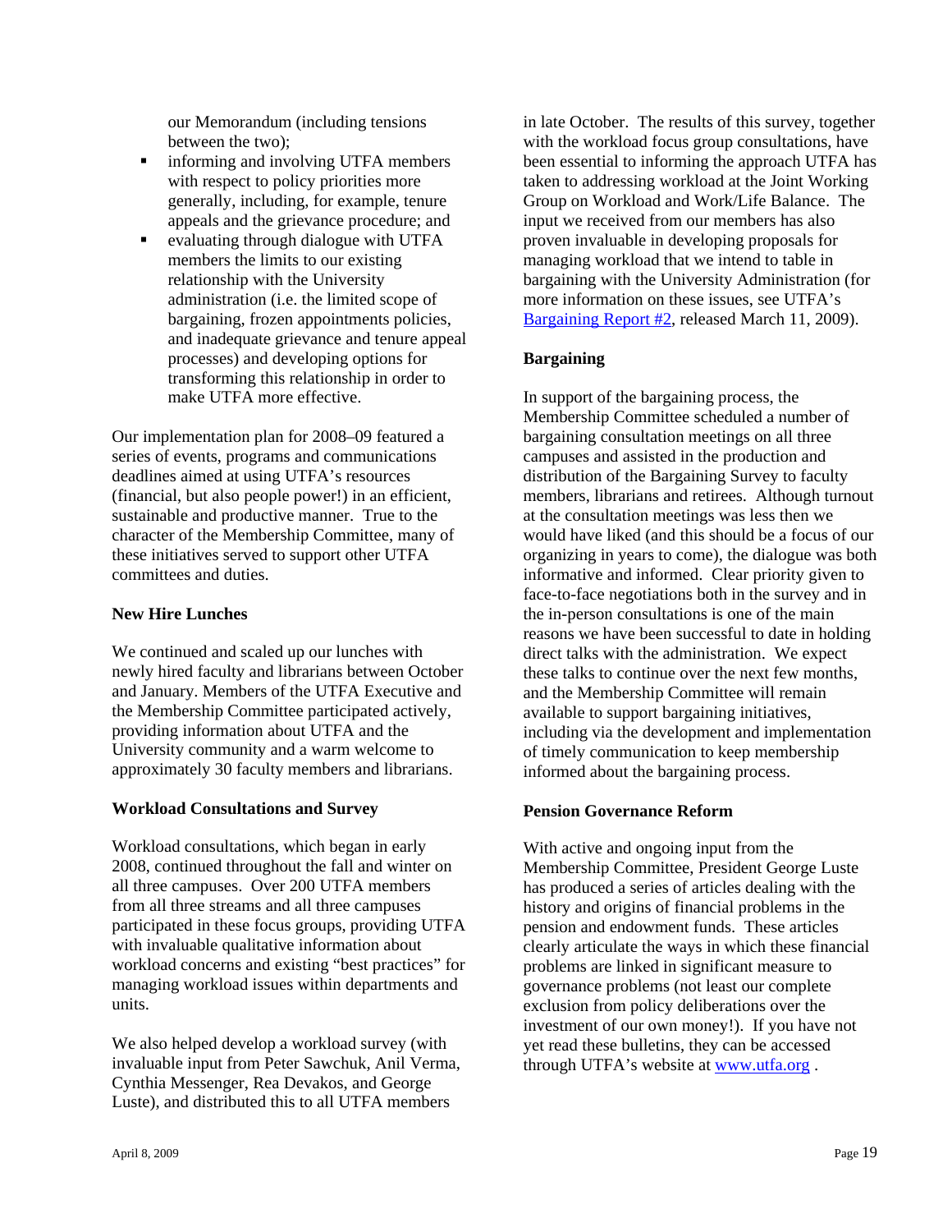our Memorandum (including tensions between the two);

- informing and involving UTFA members with respect to policy priorities more generally, including, for example, tenure appeals and the grievance procedure; and
- evaluating through dialogue with UTFA members the limits to our existing relationship with the University administration (i.e. the limited scope of bargaining, frozen appointments policies, and inadequate grievance and tenure appeal processes) and developing options for transforming this relationship in order to make UTFA more effective.

Our implementation plan for 2008–09 featured a series of events, programs and communications deadlines aimed at using UTFA's resources (financial, but also people power!) in an efficient, sustainable and productive manner. True to the character of the Membership Committee, many of these initiatives served to support other UTFA committees and duties.

**New Hire Lunches**

We continued and scaled up our lunches with newly hired faculty and librarians between October and January. Members of the UTFA Executive and the Membership Committee participated actively, providing information about UTFA and the University community and a warm welcome to approximately 30 faculty members and librarians.

**Workload Consultations and Survey**

Workload consultations, which began in early 2008, continued throughout the fall and winter on all three campuses. Over 200 UTFA members from all three streams and all three campuses participated in these focus groups, providing UTFA with invaluable qualitative information about workload concerns and existing "best practices" for managing workload issues within departments and units.

We also helped develop a workload survey (with invaluable input from Peter Sawchuk, Anil Verma, Cynthia Messenger, Rea Devakos, and George Luste), and distributed this to all UTFA members in late October. The results of this survey, together with the workload focus group consultations, have been essential to informing the approach UTFA has taken to addressing workload at the Joint Working Group on Workload and Work/Life Balance. The input we received from our members has also proven invaluable in developing proposals for managing workload that we intend to table in bargaining with the University Administration (for more information on these issues, see UTFA's Bargaining Report #2, released March 11, 2009).

**Bargaining**

In support of the bargaining process, the Membership Committee scheduled a number of bargaining consultation meetings on all three campuses and assisted in the production and distribution of the Bargaining Survey to faculty members, librarians and retirees. Although turnout at the consultation meetings was less then we would have liked (and this should be a focus of our organizing in years to come), the dialogue was both informative and informed. Clear priority given to face-to-face negotiations both in the survey and in the in-person consultations is one of the main reasons we have been successful to date in holding direct talks with the administration. We expect these talks to continue over the next few months, and the Membership Committee will remain available to support bargaining initiatives, including via the development and implementation of timely communication to keep membership informed about the bargaining process.

**Pension Governance Reform**

With active and ongoing input from the Membership Committee, President George Luste has produced a series of articles dealing with the history and origins of financial problems in the pension and endowment funds. These articles clearly articulate the ways in which these financial problems are linked in significant measure to governance problems (not least our complete exclusion from policy deliberations over the investment of our own money!). If you have not yet read these bulletins, they can be accessed through UTFA's website at www.utfa.org .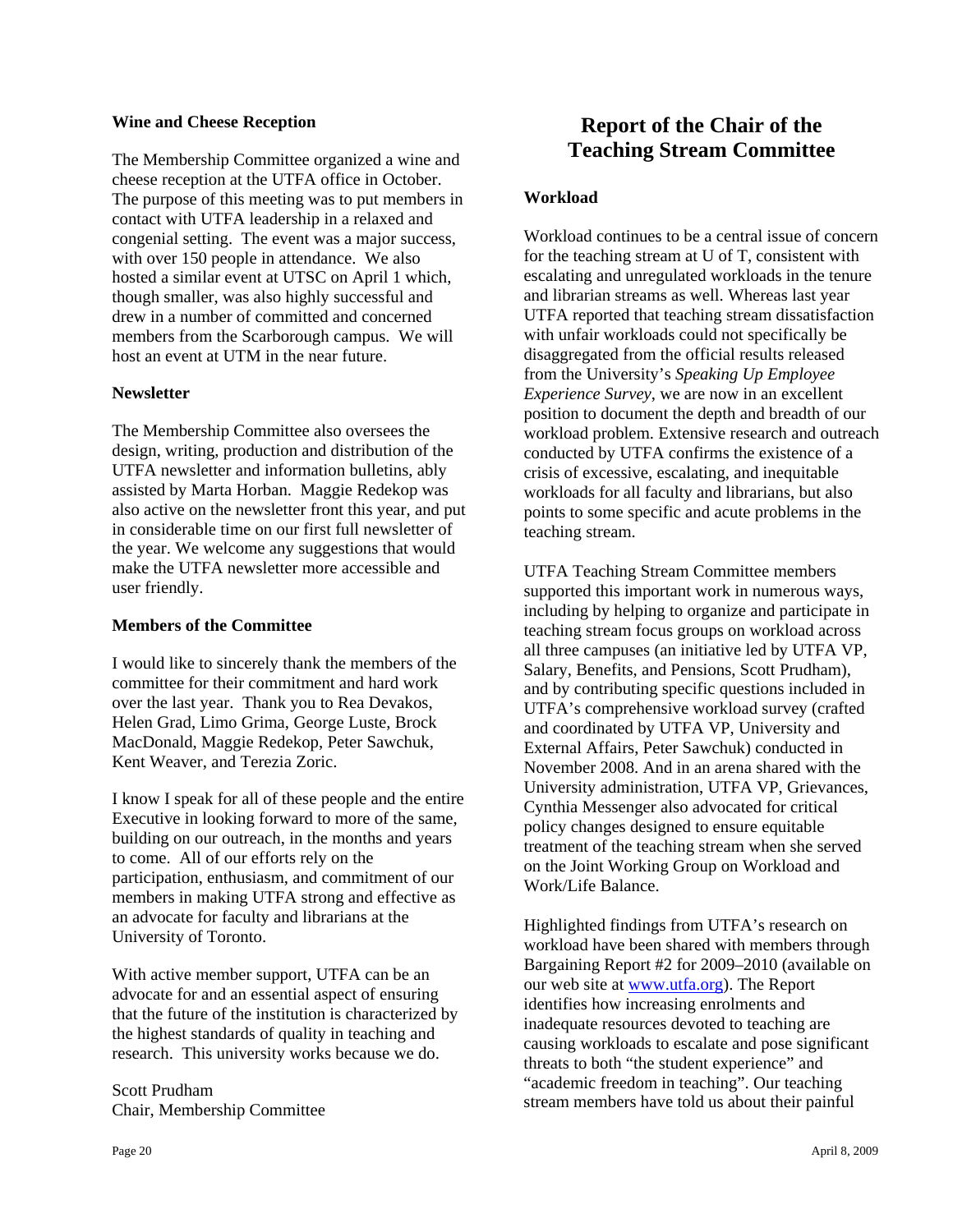### Wine and Cheese Reception

The Membership Committee organized a wine and cheese reception at the UTFA office in October. The purpose of this meeting was to put members in contact with UTFA leadership in a relaxed and congenial setting. The event was a major success, with over 150 people in attendance. We also hosted a similar event at UTSC on April 1 which, though smaller, was also highly successful and drew in a number of committed and concerned members from the Scarborough campus. We will host an event at UTM in the near future.

### Newsletter

The Membership Committee also oversees the design, writing, production and distribution of the UTFA newsletter and information bulletins, ably assisted by Marta Horban. Maggie Redekop was also active on the newsletter front this year, and put in considerable time on our first full newsletter of the year. We welcome any suggestions that would make the UTFA newsletter more accessible and user friendly.

### Members of the Committee

I would like to sincerely thank the members of the committee for their commitment and hard work over the last year. Thank you to Rea Devakos, Helen Grad, Limo Grima, George Luste, Brock MacDonald, Maggie Redekop, Peter Sawchuk, Kent Weaver, and Terezia Zoric.

I know I speak for all of these people and the entire Executive in looking forward to more of the same, building on our outreach, in the months and years to come. All of our efforts rely on the participation, enthusiasm, and commitment of our members in making UTFA strong and effective as an advocate for faculty and librarians at the University of Toronto.

With active member support, UTFA can be an advocate for and an essential aspect of ensuring that the future of the institution is characterized by the highest standards of quality in teaching and research. This university works because we do.

Scott Prudham
Chair, Membership Committee

# Report of the Chair of the Teaching Stream Committee

### Workload

Workload continues to be a central issue of concern for the teaching stream at U of T, consistent with escalating and unregulated workloads in the tenure and librarian streams as well. Whereas last year UTFA reported that teaching stream dissatisfaction with unfair workloads could not specifically be disaggregated from the official results released from the University's *Speaking Up Employee Experience Survey*, we are now in an excellent position to document the depth and breadth of our workload problem. Extensive research and outreach conducted by UTFA confirms the existence of a crisis of excessive, escalating, and inequitable workloads for all faculty and librarians, but also points to some specific and acute problems in the teaching stream.

UTFA Teaching Stream Committee members supported this important work in numerous ways, including by helping to organize and participate in teaching stream focus groups on workload across all three campuses (an initiative led by UTFA VP, Salary, Benefits, and Pensions, Scott Prudham), and by contributing specific questions included in UTFA's comprehensive workload survey (crafted and coordinated by UTFA VP, University and External Affairs, Peter Sawchuk) conducted in November 2008. And in an arena shared with the University administration, UTFA VP, Grievances, Cynthia Messenger also advocated for critical policy changes designed to ensure equitable treatment of the teaching stream when she served on the Joint Working Group on Workload and Work/Life Balance.

Highlighted findings from UTFA's research on workload have been shared with members through Bargaining Report #2 for 2009–2010 (available on our web site at [www.utfa.org](http://www.utfa.org)). The Report identifies how increasing enrolments and inadequate resources devoted to teaching are causing workloads to escalate and pose significant threats to both "the student experience" and "academic freedom in teaching". Our teaching stream members have told us about their painful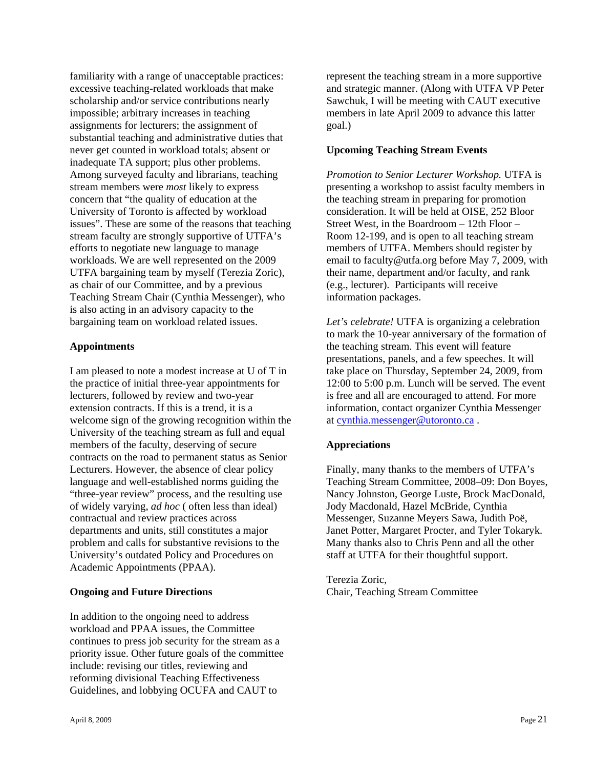familiarity with a range of unacceptable practices: excessive teaching-related workloads that make scholarship and/or service contributions nearly impossible; arbitrary increases in teaching assignments for lecturers; the assignment of substantial teaching and administrative duties that never get counted in workload totals; absent or inadequate TA support; plus other problems. Among surveyed faculty and librarians, teaching stream members were *most* likely to express concern that "the quality of education at the University of Toronto is affected by workload issues". These are some of the reasons that teaching stream faculty are strongly supportive of UTFA's efforts to negotiate new language to manage workloads. We are well represented on the 2009 UTFA bargaining team by myself (Terezia Zoric), as chair of our Committee, and by a previous Teaching Stream Chair (Cynthia Messenger), who is also acting in an advisory capacity to the bargaining team on workload related issues.

**Appointments**

I am pleased to note a modest increase at U of T in the practice of initial three-year appointments for lecturers, followed by review and two-year extension contracts. If this is a trend, it is a welcome sign of the growing recognition within the University of the teaching stream as full and equal members of the faculty, deserving of secure contracts on the road to permanent status as Senior Lecturers. However, the absence of clear policy language and well-established norms guiding the "three-year review" process, and the resulting use of widely varying, *ad hoc* ( often less than ideal) contractual and review practices across departments and units, still constitutes a major problem and calls for substantive revisions to the University's outdated Policy and Procedures on Academic Appointments (PPAA).

**Ongoing and Future Directions**

In addition to the ongoing need to address workload and PPAA issues, the Committee continues to press job security for the stream as a priority issue. Other future goals of the committee include: revising our titles, reviewing and reforming divisional Teaching Effectiveness Guidelines, and lobbying OCUFA and CAUT to represent the teaching stream in a more supportive and strategic manner. (Along with UTFA VP Peter Sawchuk, I will be meeting with CAUT executive members in late April 2009 to advance this latter goal.)

**Upcoming Teaching Stream Events**

*Promotion to Senior Lecturer Workshop.* UTFA is presenting a workshop to assist faculty members in the teaching stream in preparing for promotion consideration. It will be held at OISE, 252 Bloor Street West, in the Boardroom – 12th Floor – Room 12-199, and is open to all teaching stream members of UTFA. Members should register by email to faculty@utfa.org before May 7, 2009, with their name, department and/or faculty, and rank (e.g., lecturer). Participants will receive information packages.

*Let's celebrate!* UTFA is organizing a celebration to mark the 10-year anniversary of the formation of the teaching stream. This event will feature presentations, panels, and a few speeches. It will take place on Thursday, September 24, 2009, from 12:00 to 5:00 p.m. Lunch will be served. The event is free and all are encouraged to attend. For more information, contact organizer Cynthia Messenger at cynthia.messenger@utoronto.ca .

**Appreciations**

Finally, many thanks to the members of UTFA's Teaching Stream Committee, 2008–09: Don Boyes, Nancy Johnston, George Luste, Brock MacDonald, Jody Macdonald, Hazel McBride, Cynthia Messenger, Suzanne Meyers Sawa, Judith Poë, Janet Potter, Margaret Procter, and Tyler Tokaryk. Many thanks also to Chris Penn and all the other staff at UTFA for their thoughtful support.

Terezia Zoric,
Chair, Teaching Stream Committee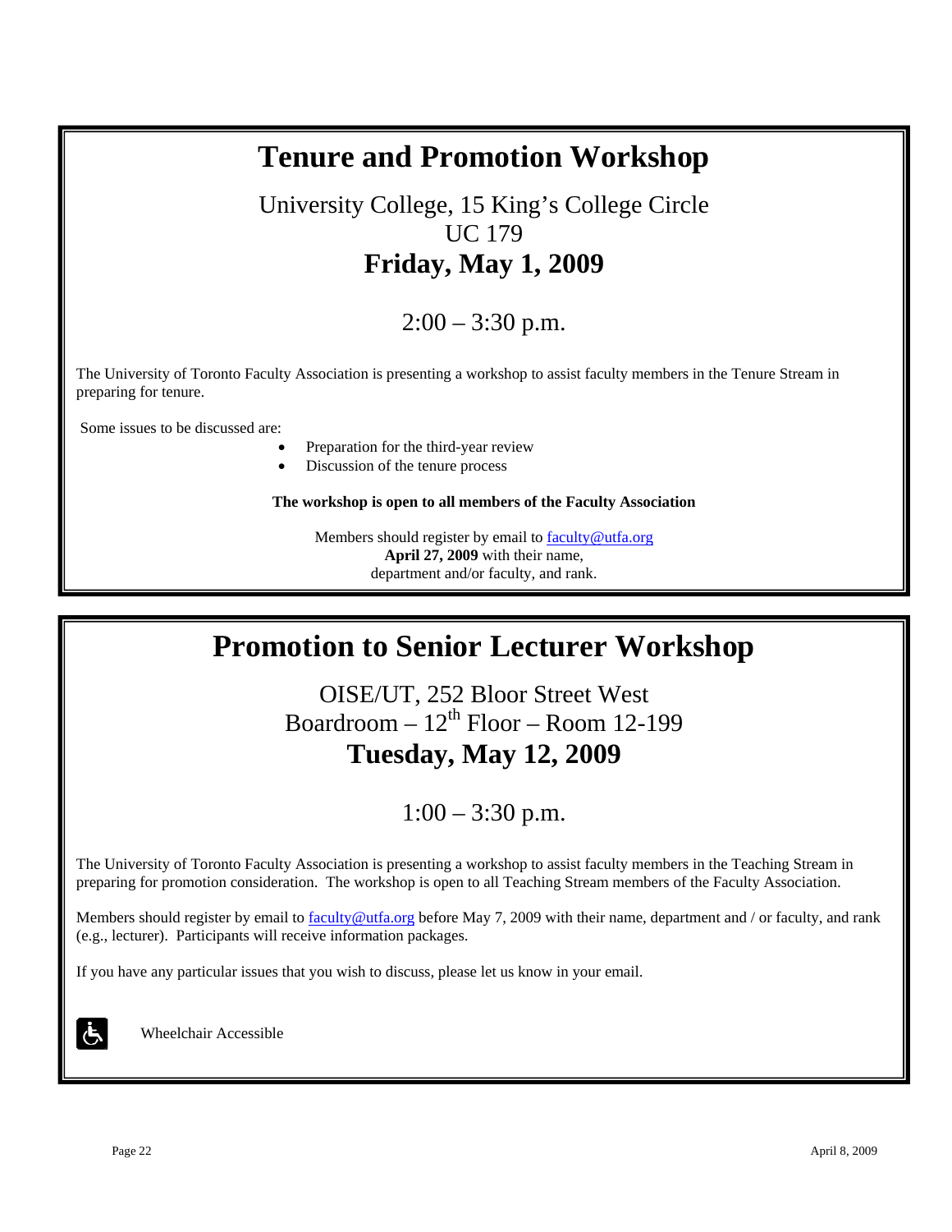# Tenure and Promotion Workshop

University College, 15 King's College Circle
UC 179
**Friday, May 1, 2009**

2:00 – 3:30 p.m.

The University of Toronto Faculty Association is presenting a workshop to assist faculty members in the Tenure Stream in preparing for tenure.

Some issues to be discussed are:

- Preparation for the third-year review
- Discussion of the tenure process

**The workshop is open to all members of the Faculty Association**

Members should register by email to faculty@utfa.org
**April 27, 2009** with their name,
department and/or faculty, and rank.

# Promotion to Senior Lecturer Workshop

OISE/UT, 252 Bloor Street West
Boardroom – 12th Floor – Room 12-199
**Tuesday, May 12, 2009**

1:00 – 3:30 p.m.

The University of Toronto Faculty Association is presenting a workshop to assist faculty members in the Teaching Stream in preparing for promotion consideration. The workshop is open to all Teaching Stream members of the Faculty Association.

Members should register by email to faculty@utfa.org before May 7, 2009 with their name, department and / or faculty, and rank (e.g., lecturer). Participants will receive information packages.

If you have any particular issues that you wish to discuss, please let us know in your email.

Wheelchair Accessible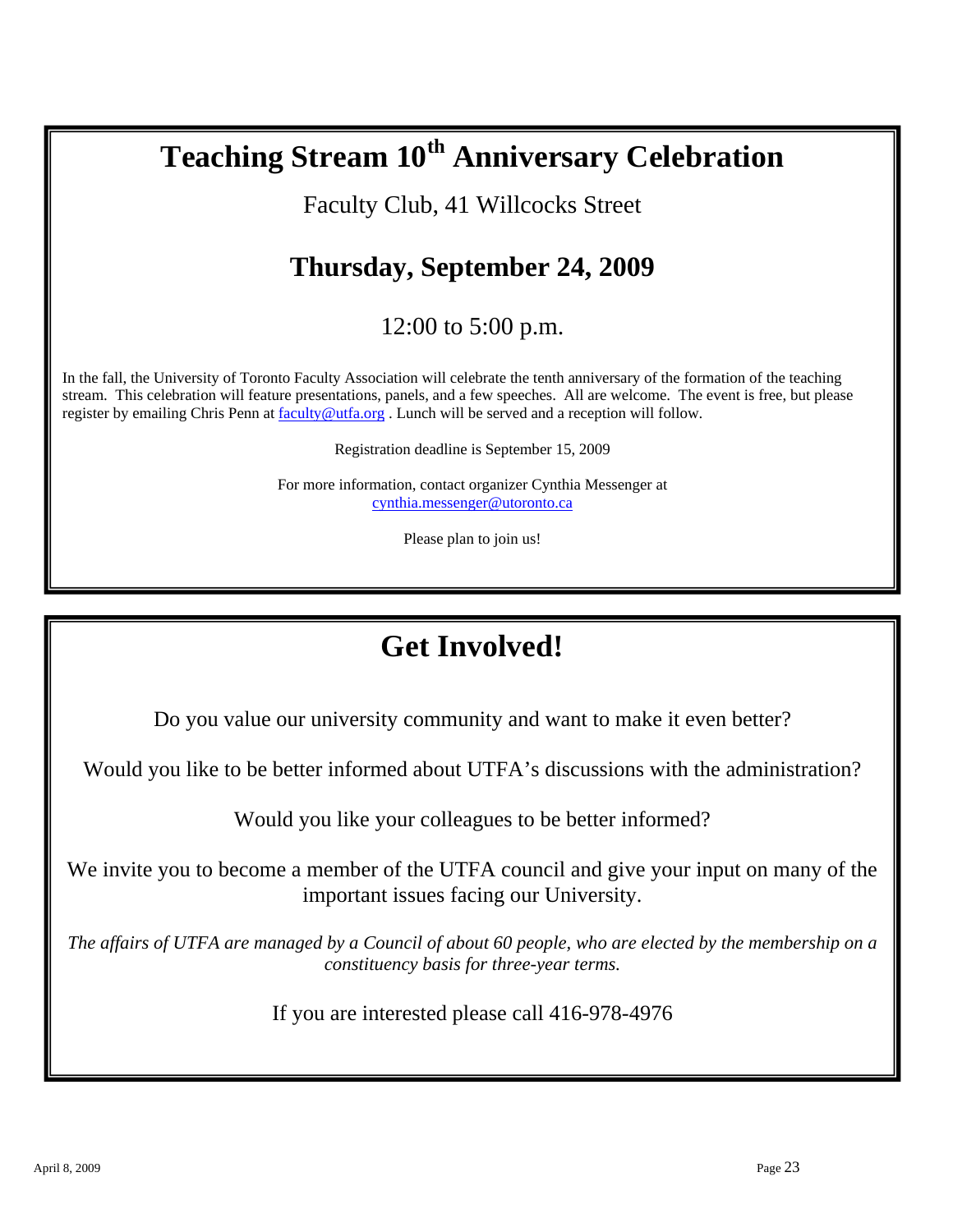# Teaching Stream 10th Anniversary Celebration

Faculty Club, 41 Willcocks Street

## Thursday, September 24, 2009

12:00 to 5:00 p.m.

In the fall, the University of Toronto Faculty Association will celebrate the tenth anniversary of the formation of the teaching stream. This celebration will feature presentations, panels, and a few speeches. All are welcome. The event is free, but please register by emailing Chris Penn at faculty@utfa.org . Lunch will be served and a reception will follow.

Registration deadline is September 15, 2009

For more information, contact organizer Cynthia Messenger at cynthia.messenger@utoronto.ca

Please plan to join us!

# Get Involved!

Do you value our university community and want to make it even better?

Would you like to be better informed about UTFA's discussions with the administration?

Would you like your colleagues to be better informed?

We invite you to become a member of the UTFA council and give your input on many of the important issues facing our University.

*The affairs of UTFA are managed by a Council of about 60 people, who are elected by the membership on a constituency basis for three-year terms.*

If you are interested please call 416-978-4976